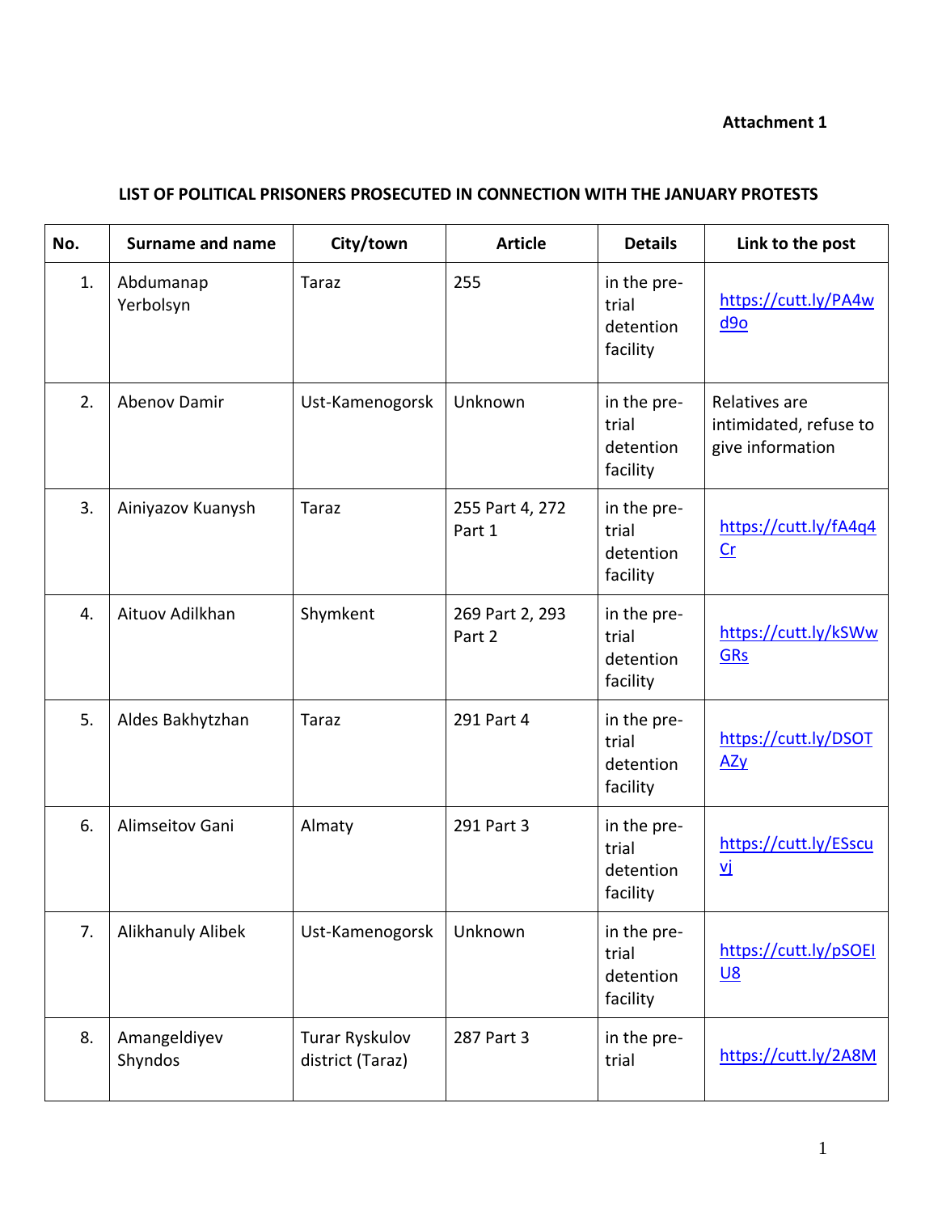**Attachment 1**

**LIST OF POLITICAL PRISONERS PROSECUTED IN CONNECTION WITH THE JANUARY PROTESTS**

| No. | Surname and name | City/town | Article | Details | Link to the post |
|---|---|---|---|---|---|
| 1. | Abdumanap Yerbolsyn | Taraz | 255 | in the pre-trial detention facility | https://cutt.ly/PA4wd9o |
| 2. | Abenov Damir | Ust-Kamenogorsk | Unknown | in the pre-trial detention facility | Relatives are intimidated, refuse to give information |
| 3. | Ainiyazov Kuanysh | Taraz | 255 Part 4, 272 Part 1 | in the pre-trial detention facility | https://cutt.ly/fA4q4Cr |
| 4. | Aituov Adilkhan | Shymkent | 269 Part 2, 293 Part 2 | in the pre-trial detention facility | https://cutt.ly/kSWwGRs |
| 5. | Aldes Bakhytzhan | Taraz | 291 Part 4 | in the pre-trial detention facility | https://cutt.ly/DSOTAZy |
| 6. | Alimseitov Gani | Almaty | 291 Part 3 | in the pre-trial detention facility | https://cutt.ly/ESscuvj |
| 7. | Alikhanuly Alibek | Ust-Kamenogorsk | Unknown | in the pre-trial detention facility | https://cutt.ly/pSOEIU8 |
| 8. | Amangeldiyev Shyndos | Turar Ryskulov district (Taraz) | 287 Part 3 | in the pre-trial | https://cutt.ly/2A8M |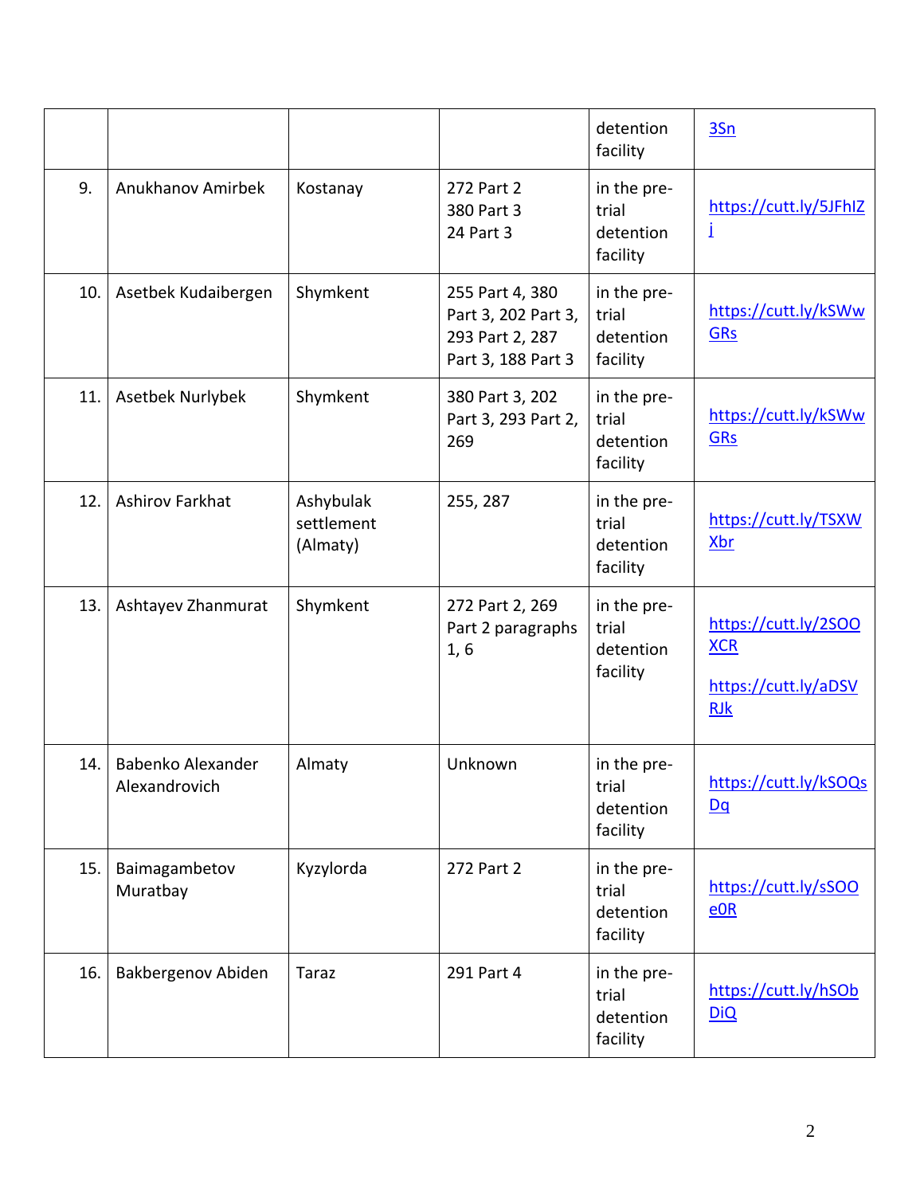| | | | | detention facility | 3Sn |
|---|---|---|---|---|---|
| 9. | Anukhanov Amirbek | Kostanay | 272 Part 2<br>380 Part 3<br>24 Part 3 | in the pre-trial detention facility | https://cutt.ly/5JFhIZj |
| 10. | Asetbek Kudaibergen | Shymkent | 255 Part 4, 380 Part 3, 202 Part 3, 293 Part 2, 287 Part 3, 188 Part 3 | in the pre-trial detention facility | https://cutt.ly/kSWwGRs |
| 11. | Asetbek Nurlybek | Shymkent | 380 Part 3, 202 Part 3, 293 Part 2, 269 | in the pre-trial detention facility | https://cutt.ly/kSWwGRs |
| 12. | Ashirov Farkhat | Ashybulak settlement (Almaty) | 255, 287 | in the pre-trial detention facility | https://cutt.ly/TSXWXbr |
| 13. | Ashtayev Zhanmurat | Shymkent | 272 Part 2, 269 Part 2 paragraphs 1, 6 | in the pre-trial detention facility | https://cutt.ly/2SOOXCR<br>https://cutt.ly/aDSVRJk |
| 14. | Babenko Alexander Alexandrovich | Almaty | Unknown | in the pre-trial detention facility | https://cutt.ly/kSOQsDq |
| 15. | Baimagambetov Muratbay | Kyzylorda | 272 Part 2 | in the pre-trial detention facility | https://cutt.ly/sSOOe0R |
| 16. | Bakbergenov Abiden | Taraz | 291 Part 4 | in the pre-trial detention facility | https://cutt.ly/hSObDiQ |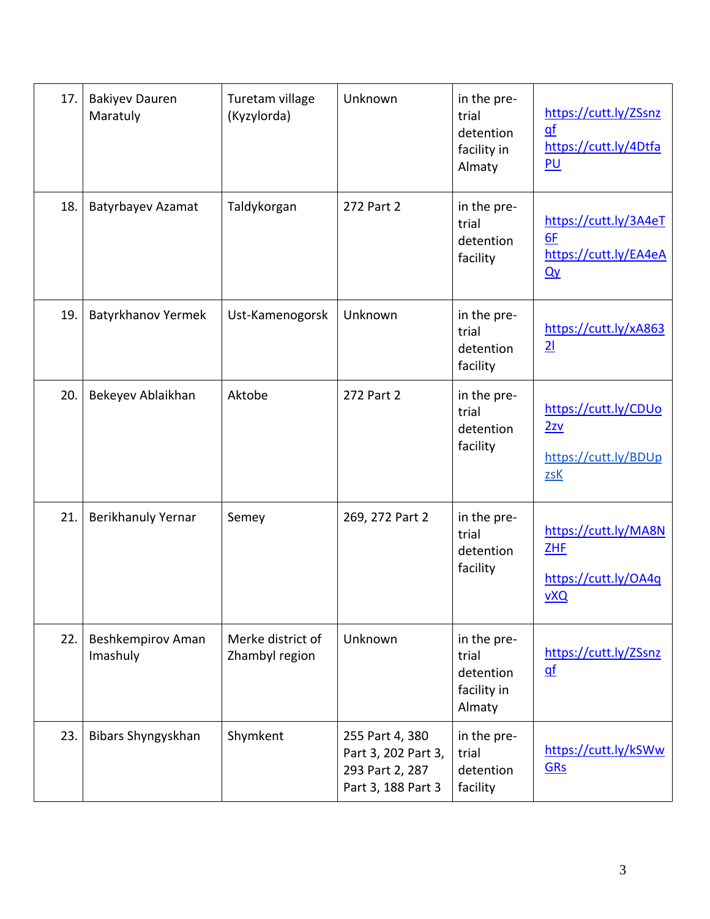| 17. | Bakiyev Dauren Maratuly | Turetam village (Kyzylorda) | Unknown | in the pre-trial detention facility in Almaty | https://cutt.ly/ZSsnzqf https://cutt.ly/4DtfaPU |
|---|---|---|---|---|---|
| 18. | Batyrbayev Azamat | Taldykorgan | 272 Part 2 | in the pre-trial detention facility | https://cutt.ly/3A4eT6F https://cutt.ly/EA4eAQy |
| 19. | Batyrkhanov Yermek | Ust-Kamenogorsk | Unknown | in the pre-trial detention facility | https://cutt.ly/xA8632l |
| 20. | Bekeyev Ablaikhan | Aktobe | 272 Part 2 | in the pre-trial detention facility | https://cutt.ly/CDUo2zv https://cutt.ly/BDUpzsK |
| 21. | Berikhanuly Yernar | Semey | 269, 272 Part 2 | in the pre-trial detention facility | https://cutt.ly/MA8NZHF https://cutt.ly/OA4qvXQ |
| 22. | Beshkempirov Aman Imashuly | Merke district of Zhambyl region | Unknown | in the pre-trial detention facility in Almaty | https://cutt.ly/ZSsnzqf |
| 23. | Bibars Shyngyskhan | Shymkent | 255 Part 4, 380 Part 3, 202 Part 3, 293 Part 2, 287 Part 3, 188 Part 3 | in the pre-trial detention facility | https://cutt.ly/kSWwGRs |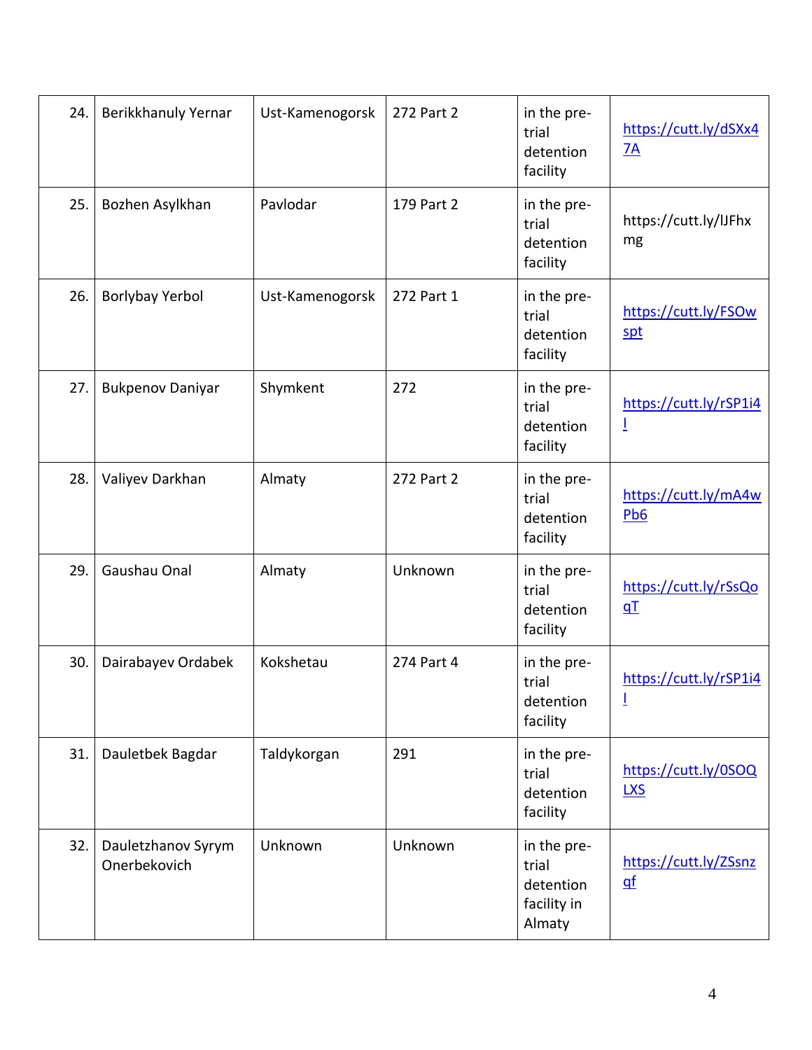| 24. | Berikkhanuly Yernar | Ust-Kamenogorsk | 272 Part 2 | in the pre-trial detention facility | https://cutt.ly/dSXx47A |
|---|---|---|---|---|---|
| 25. | Bozhen Asylkhan | Pavlodar | 179 Part 2 | in the pre-trial detention facility | https://cutt.ly/lJFhxmg |
| 26. | Borlybay Yerbol | Ust-Kamenogorsk | 272 Part 1 | in the pre-trial detention facility | https://cutt.ly/FSOwspt |
| 27. | Bukpenov Daniyar | Shymkent | 272 | in the pre-trial detention facility | https://cutt.ly/rSP1i4l |
| 28. | Valiyev Darkhan | Almaty | 272 Part 2 | in the pre-trial detention facility | https://cutt.ly/mA4wPb6 |
| 29. | Gaushau Onal | Almaty | Unknown | in the pre-trial detention facility | https://cutt.ly/rSsQoqT |
| 30. | Dairabayev Ordabek | Kokshetau | 274 Part 4 | in the pre-trial detention facility | https://cutt.ly/rSP1i4l |
| 31. | Dauletbek Bagdar | Taldykorgan | 291 | in the pre-trial detention facility | https://cutt.ly/0SOQLXS |
| 32. | Dauletzhanov Syrym Onerbekovich | Unknown | Unknown | in the pre-trial detention facility in Almaty | https://cutt.ly/ZSsnzqf |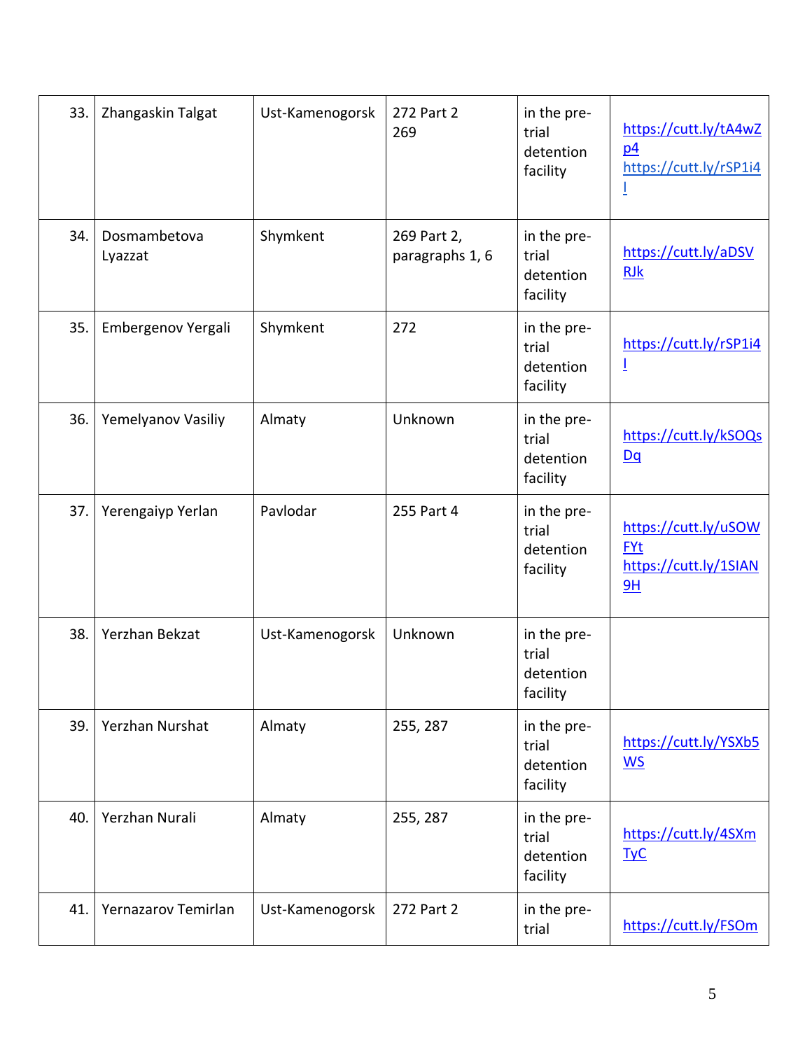| 33. | Zhangaskin Talgat | Ust-Kamenogorsk | 272 Part 2<br>269 | in the pre-trial detention facility | https://cutt.ly/tA4wZp4<br>https://cutt.ly/rSP1i4l |
|---|---|---|---|---|---|
| 34. | Dosmambetova Lyazzat | Shymkent | 269 Part 2, paragraphs 1, 6 | in the pre-trial detention facility | https://cutt.ly/aDSVRJk |
| 35. | Embergenov Yergali | Shymkent | 272 | in the pre-trial detention facility | https://cutt.ly/rSP1i4l |
| 36. | Yemelyanov Vasiliy | Almaty | Unknown | in the pre-trial detention facility | https://cutt.ly/kSOQsDq |
| 37. | Yerengaiyp Yerlan | Pavlodar | 255 Part 4 | in the pre-trial detention facility | https://cutt.ly/uSOWFYt<br>https://cutt.ly/1SIAN9H |
| 38. | Yerzhan Bekzat | Ust-Kamenogorsk | Unknown | in the pre-trial detention facility | |
| 39. | Yerzhan Nurshat | Almaty | 255, 287 | in the pre-trial detention facility | https://cutt.ly/YSXb5WS |
| 40. | Yerzhan Nurali | Almaty | 255, 287 | in the pre-trial detention facility | https://cutt.ly/4SXmTyC |
| 41. | Yernazarov Temirlan | Ust-Kamenogorsk | 272 Part 2 | in the pre-trial | https://cutt.ly/FSOm |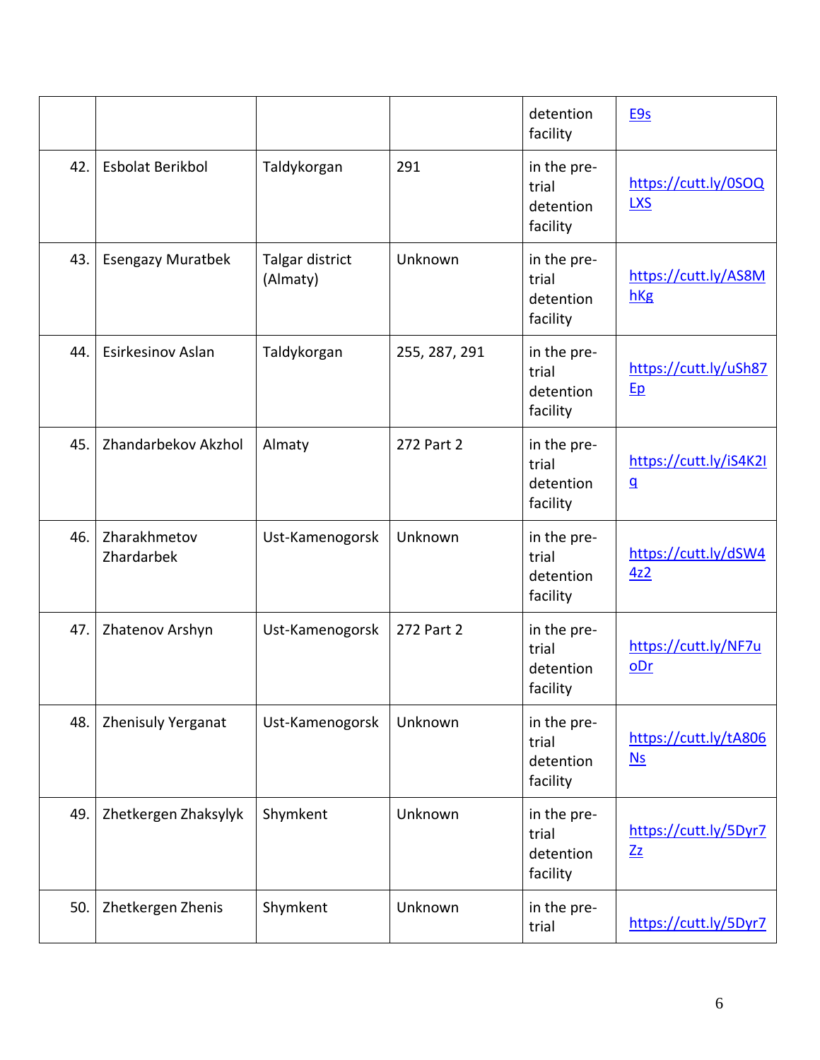| | | | | detention facility | E9s |
|---|---|---|---|---|---|
| 42. | Esbolat Berikbol | Taldykorgan | 291 | in the pre-trial detention facility | https://cutt.ly/0SOQLXS |
| 43. | Esengazy Muratbek | Talgar district (Almaty) | Unknown | in the pre-trial detention facility | https://cutt.ly/AS8MhKg |
| 44. | Esirkesinov Aslan | Taldykorgan | 255, 287, 291 | in the pre-trial detention facility | https://cutt.ly/uSh87Ep |
| 45. | Zhandarbekov Akzhol | Almaty | 272 Part 2 | in the pre-trial detention facility | https://cutt.ly/iS4K2Iq |
| 46. | Zharakhmetov Zhardarbek | Ust-Kamenogorsk | Unknown | in the pre-trial detention facility | https://cutt.ly/dSW44z2 |
| 47. | Zhatenov Arshyn | Ust-Kamenogorsk | 272 Part 2 | in the pre-trial detention facility | https://cutt.ly/NF7uoDr |
| 48. | Zhenisuly Yerganat | Ust-Kamenogorsk | Unknown | in the pre-trial detention facility | https://cutt.ly/tA806Ns |
| 49. | Zhetkergen Zhaksylyk | Shymkent | Unknown | in the pre-trial detention facility | https://cutt.ly/5Dyr7Zz |
| 50. | Zhetkergen Zhenis | Shymkent | Unknown | in the pre-trial | https://cutt.ly/5Dyr7 |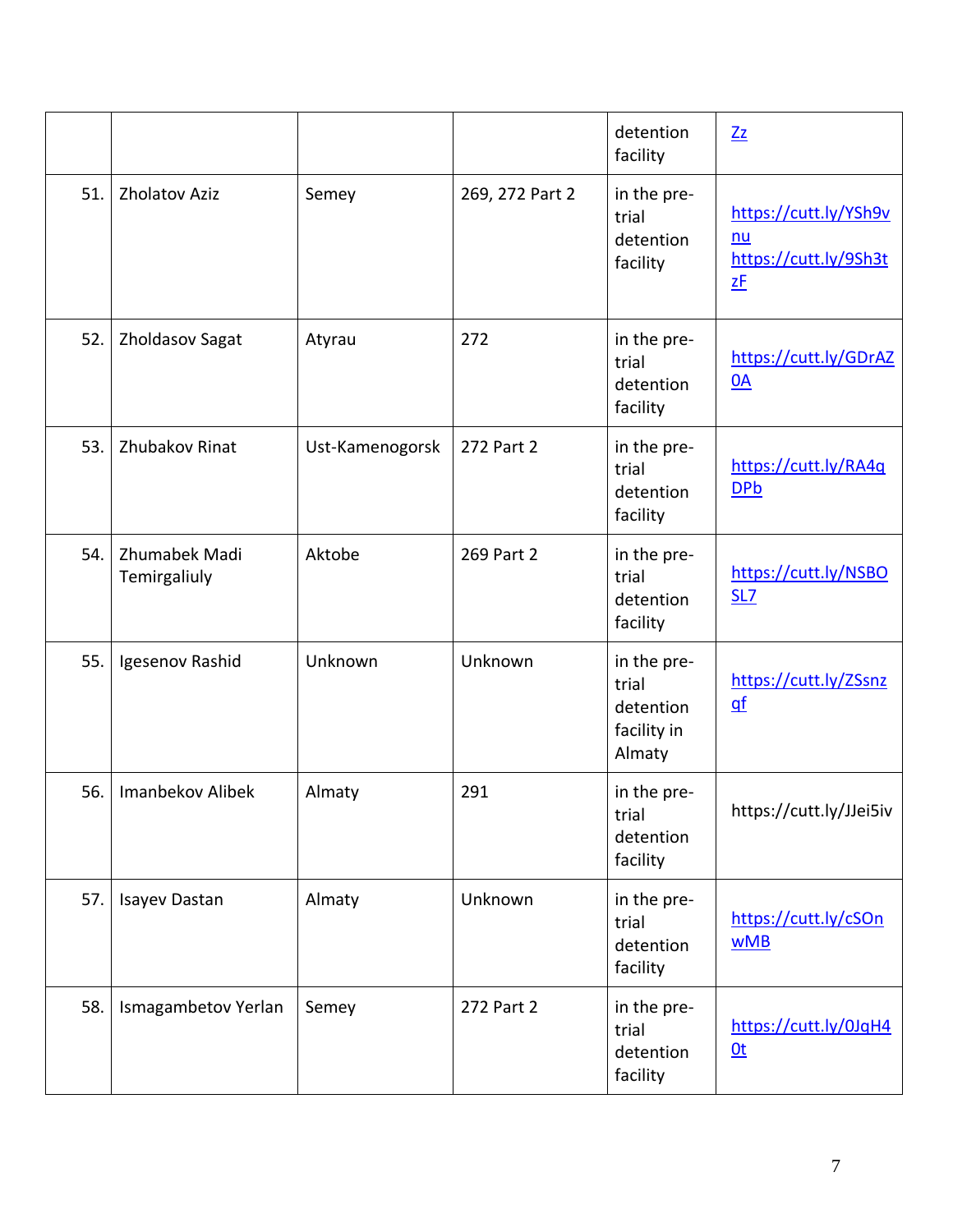|  |  |  |  | detention facility | Zz |
|---|---|---|---|---|---|
| 51. | Zholatov Aziz | Semey | 269, 272 Part 2 | in the pre-trial detention facility | https://cutt.ly/YSh9vnu https://cutt.ly/9Sh3tzF |
| 52. | Zholdasov Sagat | Atyrau | 272 | in the pre-trial detention facility | https://cutt.ly/GDrAZ0A |
| 53. | Zhubakov Rinat | Ust-Kamenogorsk | 272 Part 2 | in the pre-trial detention facility | https://cutt.ly/RA4qDPb |
| 54. | Zhumabek Madi Temirgaliuly | Aktobe | 269 Part 2 | in the pre-trial detention facility | https://cutt.ly/NSBOSL7 |
| 55. | Igesenov Rashid | Unknown | Unknown | in the pre-trial detention facility in Almaty | https://cutt.ly/ZSsnzqf |
| 56. | Imanbekov Alibek | Almaty | 291 | in the pre-trial detention facility | https://cutt.ly/JJei5iv |
| 57. | Isayev Dastan | Almaty | Unknown | in the pre-trial detention facility | https://cutt.ly/cSOnwMB |
| 58. | Ismagambetov Yerlan | Semey | 272 Part 2 | in the pre-trial detention facility | https://cutt.ly/0JqH40t |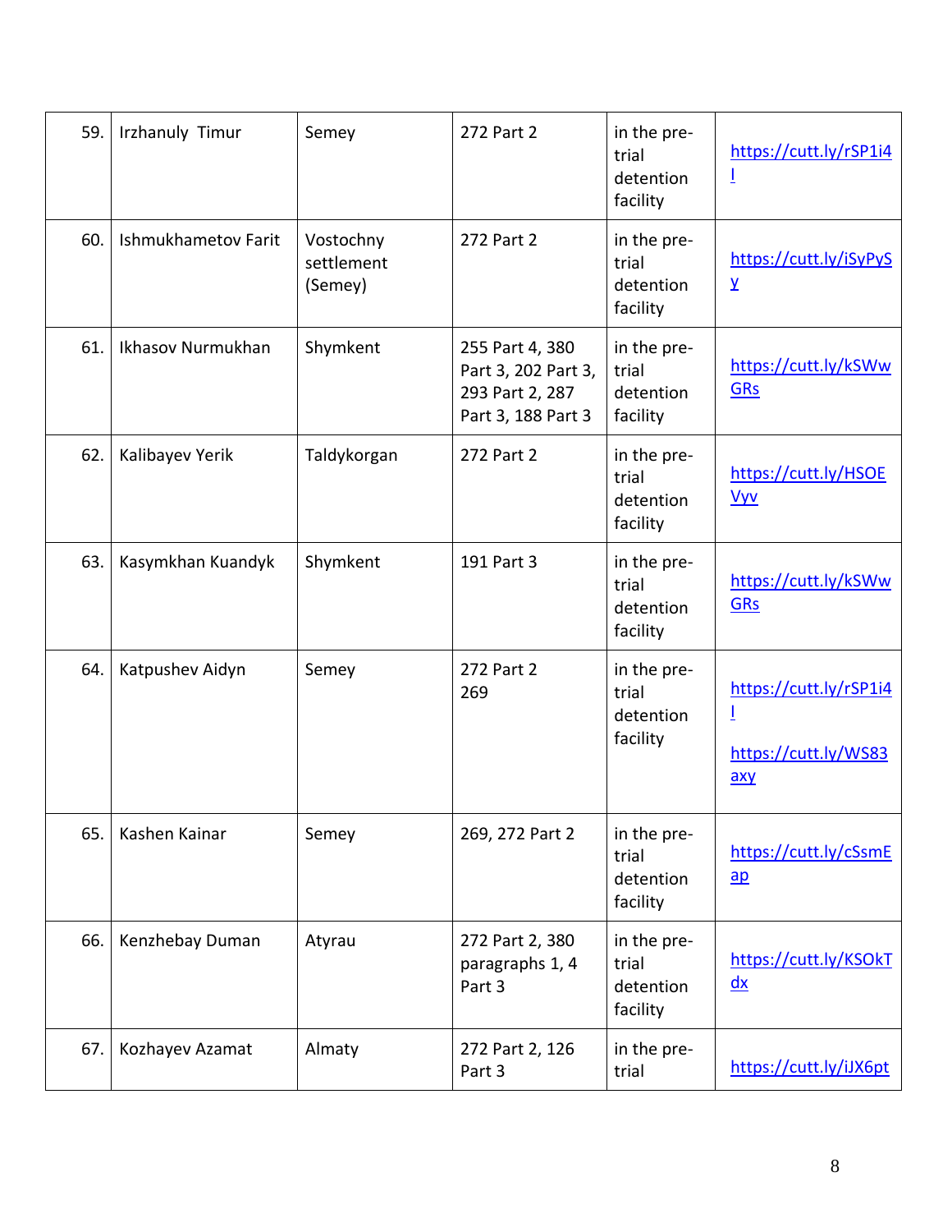| 59. | Irzhanuly Timur | Semey | 272 Part 2 | in the pre-trial detention facility | https://cutt.ly/rSP1i4I |
|---|---|---|---|---|---|
| 60. | Ishmukhametov Farit | Vostochny settlement (Semey) | 272 Part 2 | in the pre-trial detention facility | https://cutt.ly/iSyPySy |
| 61. | Ikhasov Nurmukhan | Shymkent | 255 Part 4, 380 Part 3, 202 Part 3, 293 Part 2, 287 Part 3, 188 Part 3 | in the pre-trial detention facility | https://cutt.ly/kSWwGRs |
| 62. | Kalibayev Yerik | Taldykorgan | 272 Part 2 | in the pre-trial detention facility | https://cutt.ly/HSOEVyv |
| 63. | Kasymkhan Kuandyk | Shymkent | 191 Part 3 | in the pre-trial detention facility | https://cutt.ly/kSWwGRs |
| 64. | Katpushev Aidyn | Semey | 272 Part 2<br>269 | in the pre-trial detention facility | https://cutt.ly/rSP1i4I<br>https://cutt.ly/WS83axy |
| 65. | Kashen Kainar | Semey | 269, 272 Part 2 | in the pre-trial detention facility | https://cutt.ly/cSsmEap |
| 66. | Kenzhebay Duman | Atyrau | 272 Part 2, 380 paragraphs 1, 4 Part 3 | in the pre-trial detention facility | https://cutt.ly/KSOkTdx |
| 67. | Kozhayev Azamat | Almaty | 272 Part 2, 126 Part 3 | in the pre-trial | https://cutt.ly/iJX6pt |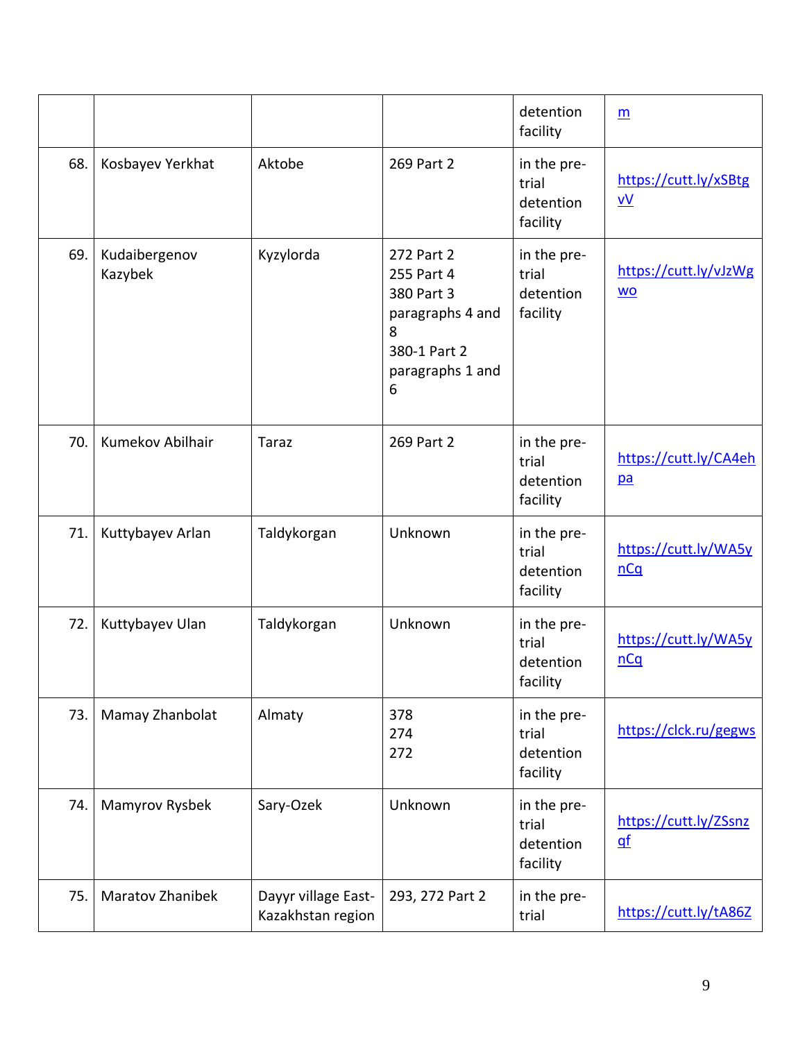| | | | | detention facility | m |
|---|---|---|---|---|---|
| 68. | Kosbayev Yerkhat | Aktobe | 269 Part 2 | in the pre-trial detention facility | https://cutt.ly/xSBtgvV |
| 69. | Kudaibergenov Kazybek | Kyzylorda | 272 Part 2<br>255 Part 4<br>380 Part 3 paragraphs 4 and 8<br>380-1 Part 2 paragraphs 1 and 6 | in the pre-trial detention facility | https://cutt.ly/vJzWgwo |
| 70. | Kumekov Abilhair | Taraz | 269 Part 2 | in the pre-trial detention facility | https://cutt.ly/CA4ehpa |
| 71. | Kuttybayev Arlan | Taldykorgan | Unknown | in the pre-trial detention facility | https://cutt.ly/WA5ynCq |
| 72. | Kuttybayev Ulan | Taldykorgan | Unknown | in the pre-trial detention facility | https://cutt.ly/WA5ynCq |
| 73. | Mamay Zhanbolat | Almaty | 378<br>274<br>272 | in the pre-trial detention facility | https://clck.ru/gegws |
| 74. | Mamyrov Rysbek | Sary-Ozek | Unknown | in the pre-trial detention facility | https://cutt.ly/ZSsnzqf |
| 75. | Maratov Zhanibek | Dayyr village East-Kazakhstan region | 293, 272 Part 2 | in the pre-trial | https://cutt.ly/tA86Z |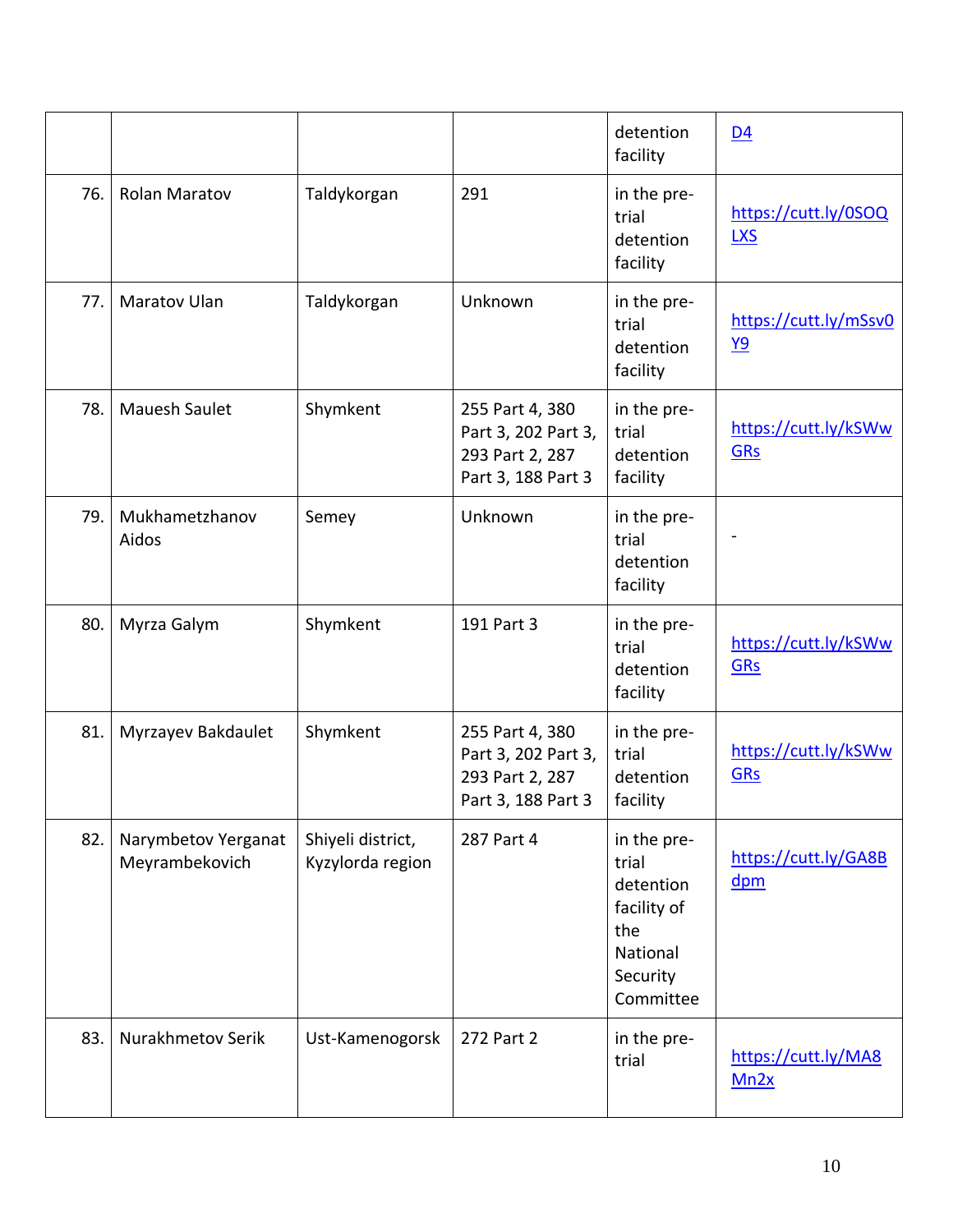| | | | | detention facility | D4 |
|---|---|---|---|---|---|
| 76. | Rolan Maratov | Taldykorgan | 291 | in the pre-trial detention facility | https://cutt.ly/0SOQLXS |
| 77. | Maratov Ulan | Taldykorgan | Unknown | in the pre-trial detention facility | https://cutt.ly/mSsv0Y9 |
| 78. | Mauesh Saulet | Shymkent | 255 Part 4, 380 Part 3, 202 Part 3, 293 Part 2, 287 Part 3, 188 Part 3 | in the pre-trial detention facility | https://cutt.ly/kSWwGRs |
| 79. | Mukhametzhanov Aidos | Semey | Unknown | in the pre-trial detention facility | - |
| 80. | Myrza Galym | Shymkent | 191 Part 3 | in the pre-trial detention facility | https://cutt.ly/kSWwGRs |
| 81. | Myrzayev Bakdaulet | Shymkent | 255 Part 4, 380 Part 3, 202 Part 3, 293 Part 2, 287 Part 3, 188 Part 3 | in the pre-trial detention facility | https://cutt.ly/kSWwGRs |
| 82. | Narymbetov Yerganat Meyrambekovich | Shiyeli district, Kyzylorda region | 287 Part 4 | in the pre-trial detention facility of the National Security Committee | https://cutt.ly/GA8Bdpm |
| 83. | Nurakhmetov Serik | Ust-Kamenogorsk | 272 Part 2 | in the pre-trial | https://cutt.ly/MA8Mn2x |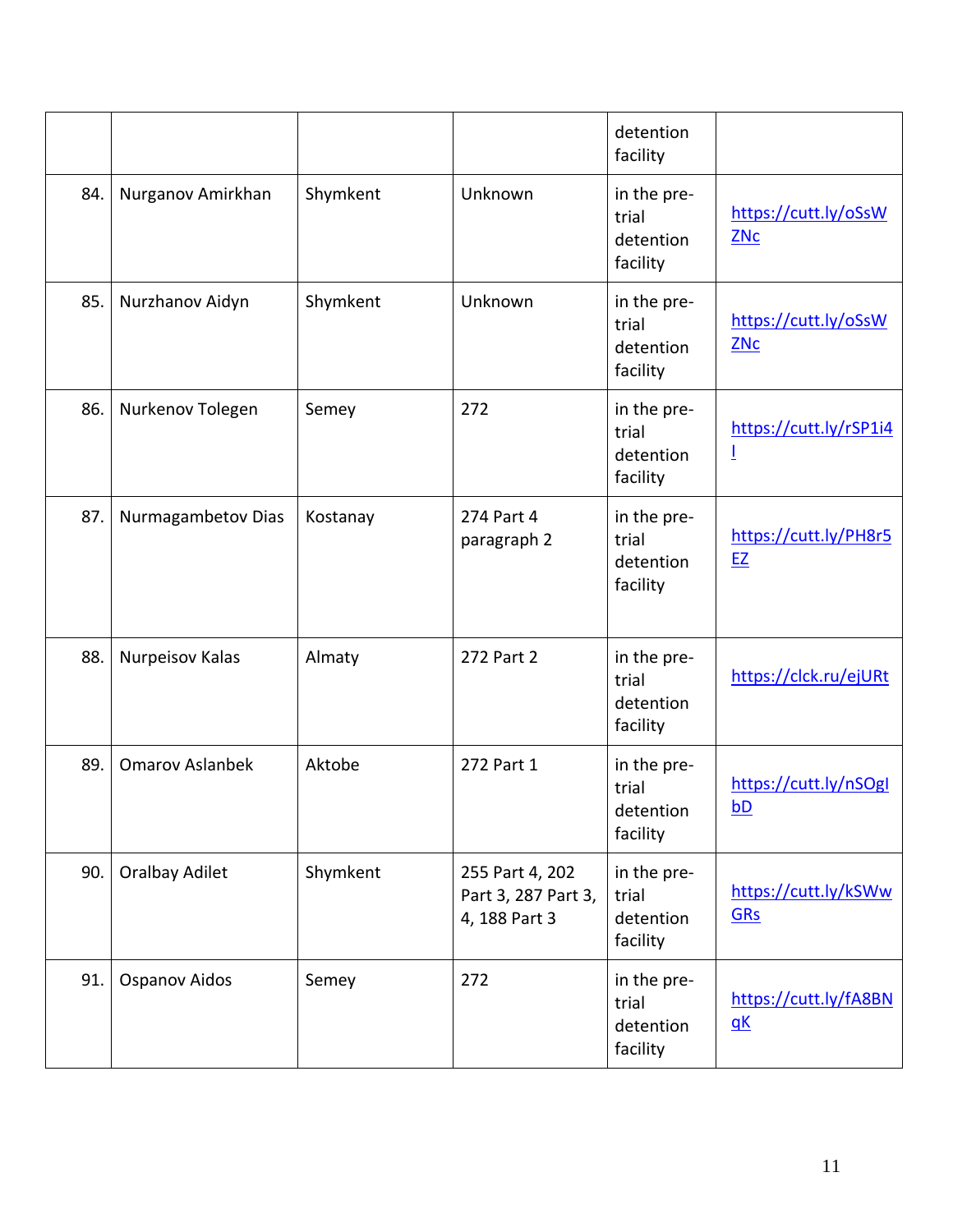| | | | | detention facility | |
|---|---|---|---|---|---|
| 84. | Nurganov Amirkhan | Shymkent | Unknown | in the pre-trial detention facility | https://cutt.ly/oSsWZNc |
| 85. | Nurzhanov Aidyn | Shymkent | Unknown | in the pre-trial detention facility | https://cutt.ly/oSsWZNc |
| 86. | Nurkenov Tolegen | Semey | 272 | in the pre-trial detention facility | https://cutt.ly/rSP1i4l |
| 87. | Nurmagambetov Dias | Kostanay | 274 Part 4 paragraph 2 | in the pre-trial detention facility | https://cutt.ly/PH8r5EZ |
| 88. | Nurpeisov Kalas | Almaty | 272 Part 2 | in the pre-trial detention facility | https://clck.ru/ejURt |
| 89. | Omarov Aslanbek | Aktobe | 272 Part 1 | in the pre-trial detention facility | https://cutt.ly/nSOgIbD |
| 90. | Oralbay Adilet | Shymkent | 255 Part 4, 202 Part 3, 287 Part 3, 4, 188 Part 3 | in the pre-trial detention facility | https://cutt.ly/kSWwGRs |
| 91. | Ospanov Aidos | Semey | 272 | in the pre-trial detention facility | https://cutt.ly/fA8BNqK |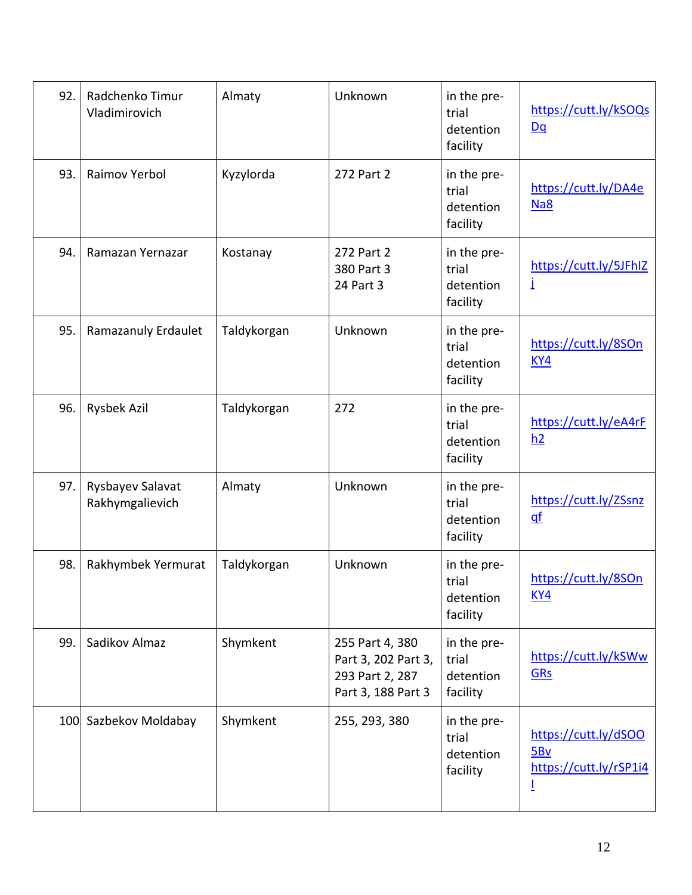| 92. | Radchenko Timur Vladimirovich | Almaty | Unknown | in the pre-trial detention facility | https://cutt.ly/kSOQsDq |
|---|---|---|---|---|---|
| 93. | Raimov Yerbol | Kyzylorda | 272 Part 2 | in the pre-trial detention facility | https://cutt.ly/DA4eNa8 |
| 94. | Ramazan Yernazar | Kostanay | 272 Part 2<br>380 Part 3<br>24 Part 3 | in the pre-trial detention facility | https://cutt.ly/5JFhIZj |
| 95. | Ramazanuly Erdaulet | Taldykorgan | Unknown | in the pre-trial detention facility | https://cutt.ly/8SOnKY4 |
| 96. | Rysbek Azil | Taldykorgan | 272 | in the pre-trial detention facility | https://cutt.ly/eA4rFh2 |
| 97. | Rysbayev Salavat Rakhymgalievich | Almaty | Unknown | in the pre-trial detention facility | https://cutt.ly/ZSsnzqf |
| 98. | Rakhymbek Yermurat | Taldykorgan | Unknown | in the pre-trial detention facility | https://cutt.ly/8SOnKY4 |
| 99. | Sadikov Almaz | Shymkent | 255 Part 4, 380 Part 3, 202 Part 3, 293 Part 2, 287 Part 3, 188 Part 3 | in the pre-trial detention facility | https://cutt.ly/kSWwGRs |
| 100 | Sazbekov Moldabay | Shymkent | 255, 293, 380 | in the pre-trial detention facility | https://cutt.ly/dSOO5Bv<br>https://cutt.ly/rSP1i4I |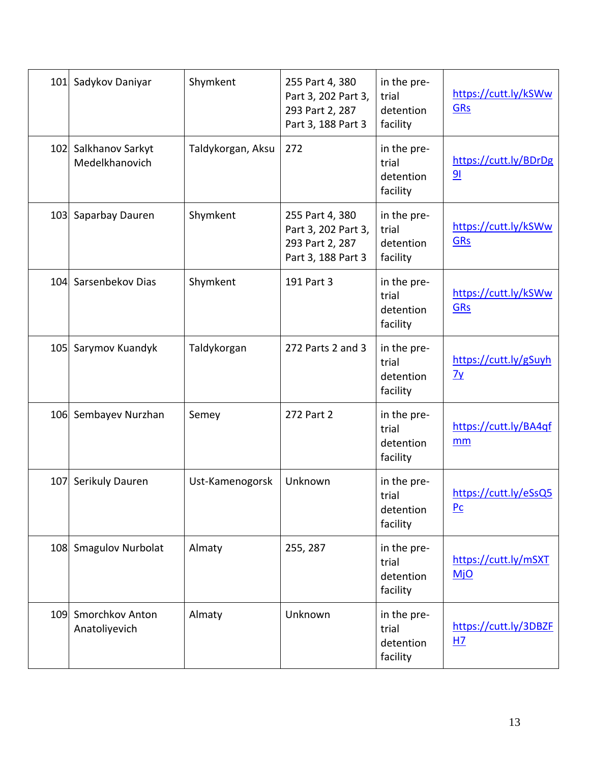| 101 | Sadykov Daniyar | Shymkent | 255 Part 4, 380 Part 3, 202 Part 3, 293 Part 2, 287 Part 3, 188 Part 3 | in the pre-trial detention facility | https://cutt.ly/kSWwGRs |
|---|---|---|---|---|---|
| 102 | Salkhanov Sarkyt Medelkhanovich | Taldykorgan, Aksu | 272 | in the pre-trial detention facility | https://cutt.ly/BDrDg9l |
| 103 | Saparbay Dauren | Shymkent | 255 Part 4, 380 Part 3, 202 Part 3, 293 Part 2, 287 Part 3, 188 Part 3 | in the pre-trial detention facility | https://cutt.ly/kSWwGRs |
| 104 | Sarsenbekov Dias | Shymkent | 191 Part 3 | in the pre-trial detention facility | https://cutt.ly/kSWwGRs |
| 105 | Sarymov Kuandyk | Taldykorgan | 272 Parts 2 and 3 | in the pre-trial detention facility | https://cutt.ly/gSuyh7y |
| 106 | Sembayev Nurzhan | Semey | 272 Part 2 | in the pre-trial detention facility | https://cutt.ly/BA4qfmm |
| 107 | Serikuly Dauren | Ust-Kamenogorsk | Unknown | in the pre-trial detention facility | https://cutt.ly/eSsQ5Pc |
| 108 | Smagulov Nurbolat | Almaty | 255, 287 | in the pre-trial detention facility | https://cutt.ly/mSXTMjO |
| 109 | Smorchkov Anton Anatoliyevich | Almaty | Unknown | in the pre-trial detention facility | https://cutt.ly/3DBZFH7 |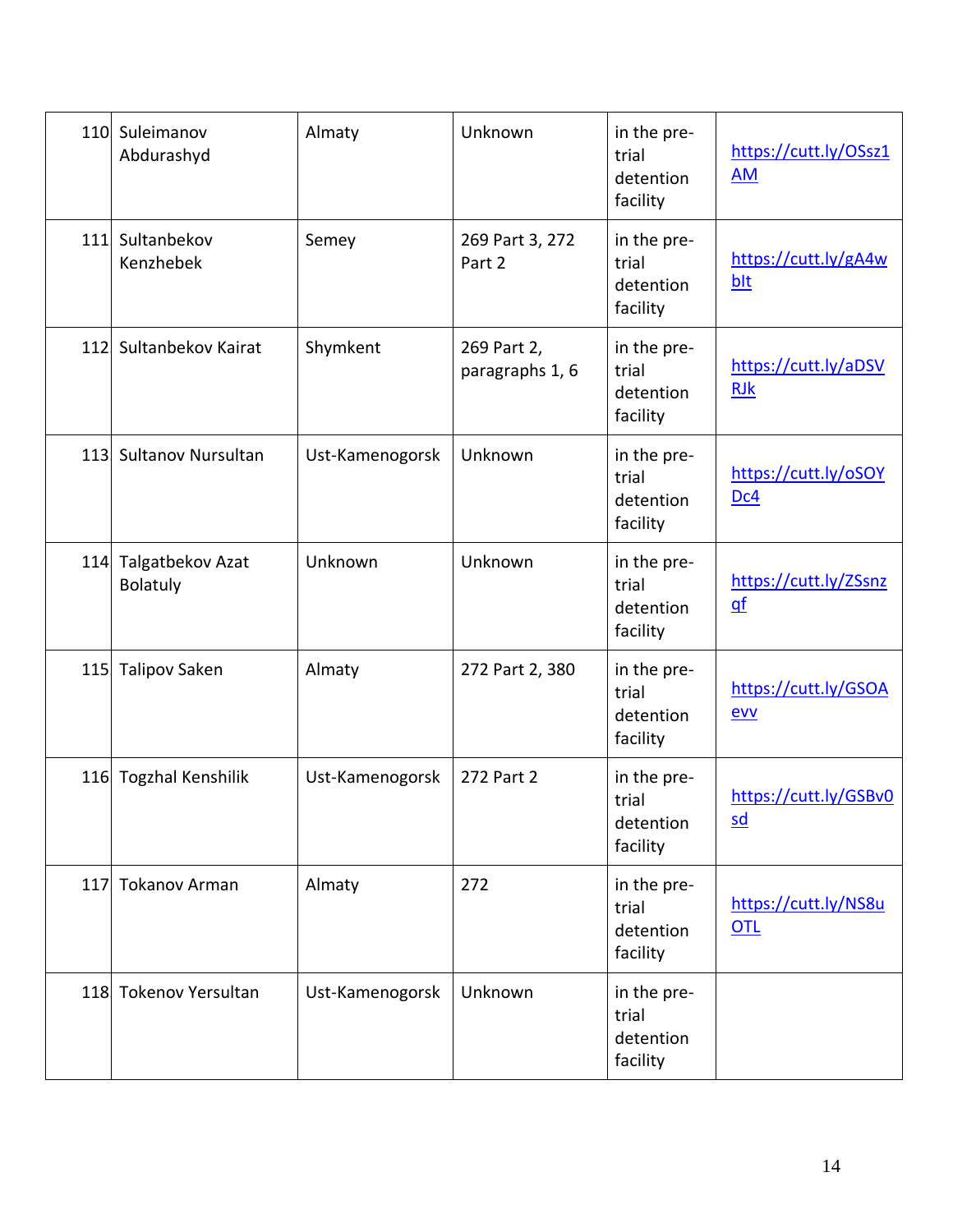| 110 | Suleimanov Abdurashyd | Almaty | Unknown | in the pre-trial detention facility | https://cutt.ly/OSsz1AM |
|---|---|---|---|---|---|
| 111 | Sultanbekov Kenzhebek | Semey | 269 Part 3, 272 Part 2 | in the pre-trial detention facility | https://cutt.ly/gA4wbIt |
| 112 | Sultanbekov Kairat | Shymkent | 269 Part 2, paragraphs 1, 6 | in the pre-trial detention facility | https://cutt.ly/aDSVRJk |
| 113 | Sultanov Nursultan | Ust-Kamenogorsk | Unknown | in the pre-trial detention facility | https://cutt.ly/oSOYDc4 |
| 114 | Talgatbekov Azat Bolatuly | Unknown | Unknown | in the pre-trial detention facility | https://cutt.ly/ZSsnzqf |
| 115 | Talipov Saken | Almaty | 272 Part 2, 380 | in the pre-trial detention facility | https://cutt.ly/GSOAevv |
| 116 | Togzhal Kenshilik | Ust-Kamenogorsk | 272 Part 2 | in the pre-trial detention facility | https://cutt.ly/GSBv0sd |
| 117 | Tokanov Arman | Almaty | 272 | in the pre-trial detention facility | https://cutt.ly/NS8uOTL |
| 118 | Tokenov Yersultan | Ust-Kamenogorsk | Unknown | in the pre-trial detention facility | |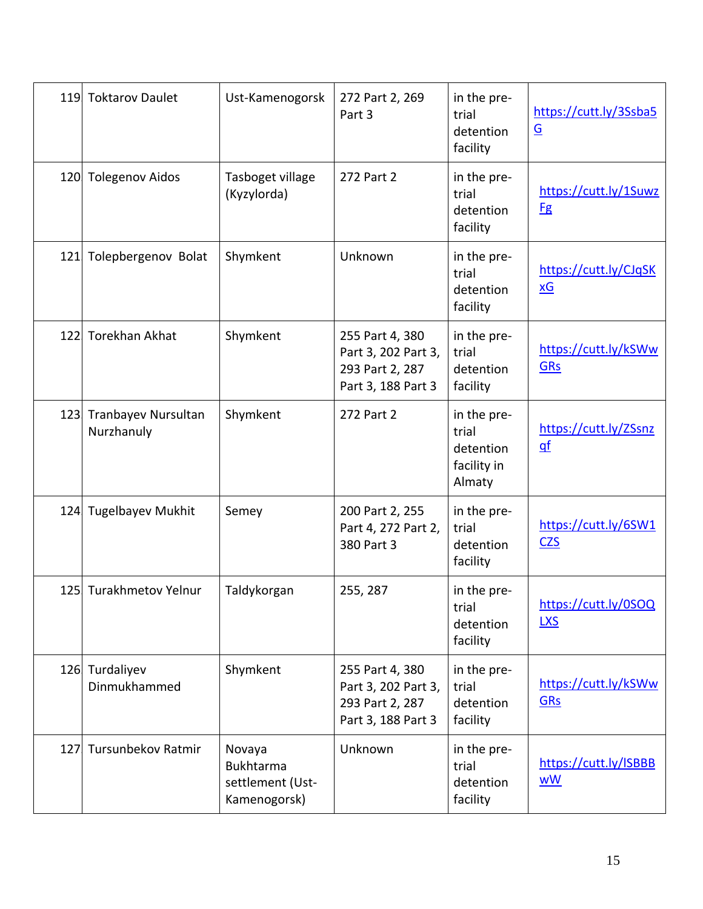| 119 | Toktarov Daulet | Ust-Kamenogorsk | 272 Part 2, 269 Part 3 | in the pre-trial detention facility | https://cutt.ly/3Ssba5G |
|---|---|---|---|---|---|
| 120 | Tolegenov Aidos | Tasboget village (Kyzylorda) | 272 Part 2 | in the pre-trial detention facility | https://cutt.ly/1SuwzFg |
| 121 | Tolepbergenov Bolat | Shymkent | Unknown | in the pre-trial detention facility | https://cutt.ly/CJqSKxG |
| 122 | Torekhan Akhat | Shymkent | 255 Part 4, 380 Part 3, 202 Part 3, 293 Part 2, 287 Part 3, 188 Part 3 | in the pre-trial detention facility | https://cutt.ly/kSWwGRs |
| 123 | Tranbayev Nursultan Nurzhanuly | Shymkent | 272 Part 2 | in the pre-trial detention facility in Almaty | https://cutt.ly/ZSsnzqf |
| 124 | Tugelbayev Mukhit | Semey | 200 Part 2, 255 Part 4, 272 Part 2, 380 Part 3 | in the pre-trial detention facility | https://cutt.ly/6SW1CZS |
| 125 | Turakhmetov Yelnur | Taldykorgan | 255, 287 | in the pre-trial detention facility | https://cutt.ly/0SOQLXS |
| 126 | Turdaliyev Dinmukhammed | Shymkent | 255 Part 4, 380 Part 3, 202 Part 3, 293 Part 2, 287 Part 3, 188 Part 3 | in the pre-trial detention facility | https://cutt.ly/kSWwGRs |
| 127 | Tursunbekov Ratmir | Novaya Bukhtarma settlement (Ust-Kamenogorsk) | Unknown | in the pre-trial detention facility | https://cutt.ly/lSBBBwW |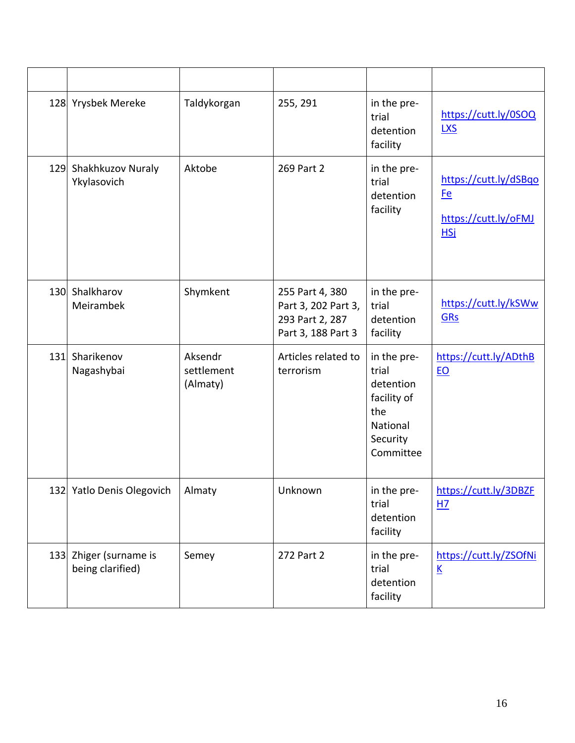| | | | | | |
|---|---|---|---|---|---|
| 128 | Yrysbek Mereke | Taldykorgan | 255, 291 | in the pre-trial detention facility | https://cutt.ly/0SOQLXS |
| 129 | Shakhkuzov Nuraly Ykylasovich | Aktobe | 269 Part 2 | in the pre-trial detention facility | https://cutt.ly/dSBqoFe https://cutt.ly/oFMJHSj |
| 130 | Shalkharov Meirambek | Shymkent | 255 Part 4, 380 Part 3, 202 Part 3, 293 Part 2, 287 Part 3, 188 Part 3 | in the pre-trial detention facility | https://cutt.ly/kSWwGRs |
| 131 | Sharikenov Nagashybai | Aksendr settlement (Almaty) | Articles related to terrorism | in the pre-trial detention facility of the National Security Committee | https://cutt.ly/ADthBEO |
| 132 | Yatlo Denis Olegovich | Almaty | Unknown | in the pre-trial detention facility | https://cutt.ly/3DBZFH7 |
| 133 | Zhiger (surname is being clarified) | Semey | 272 Part 2 | in the pre-trial detention facility | https://cutt.ly/ZSOfNiK |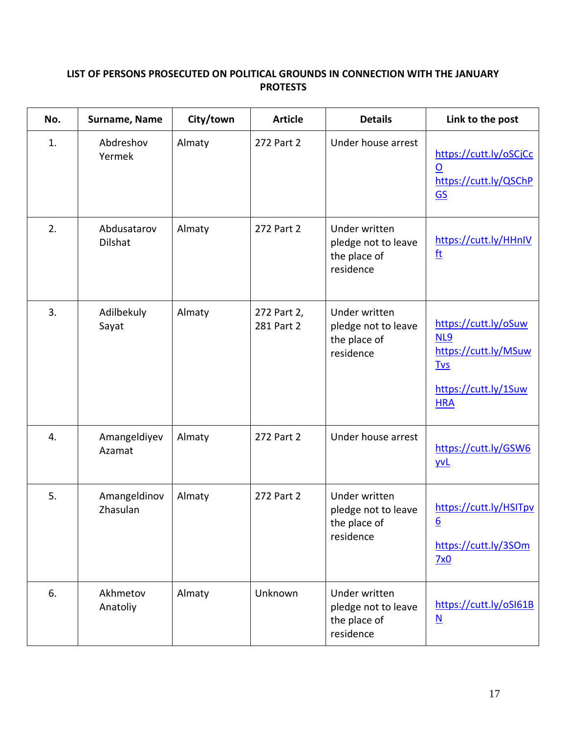**LIST OF PERSONS PROSECUTED ON POLITICAL GROUNDS IN CONNECTION WITH THE JANUARY PROTESTS**

| No. | Surname, Name | City/town | Article | Details | Link to the post |
|---|---|---|---|---|---|
| 1. | Abdreshov Yermek | Almaty | 272 Part 2 | Under house arrest | https://cutt.ly/oSCjCcO https://cutt.ly/QSChPGS |
| 2. | Abdusatarov Dilshat | Almaty | 272 Part 2 | Under written pledge not to leave the place of residence | https://cutt.ly/HHnIVft |
| 3. | Adilbekuly Sayat | Almaty | 272 Part 2, 281 Part 2 | Under written pledge not to leave the place of residence | https://cutt.ly/oSuwNL9 https://cutt.ly/MSuwTvs https://cutt.ly/1SuwHRA |
| 4. | Amangeldiyev Azamat | Almaty | 272 Part 2 | Under house arrest | https://cutt.ly/GSW6yvL |
| 5. | Amangeldinov Zhasulan | Almaty | 272 Part 2 | Under written pledge not to leave the place of residence | https://cutt.ly/HSITpv6 https://cutt.ly/3SOm7x0 |
| 6. | Akhmetov Anatoliy | Almaty | Unknown | Under written pledge not to leave the place of residence | https://cutt.ly/oSI61BN |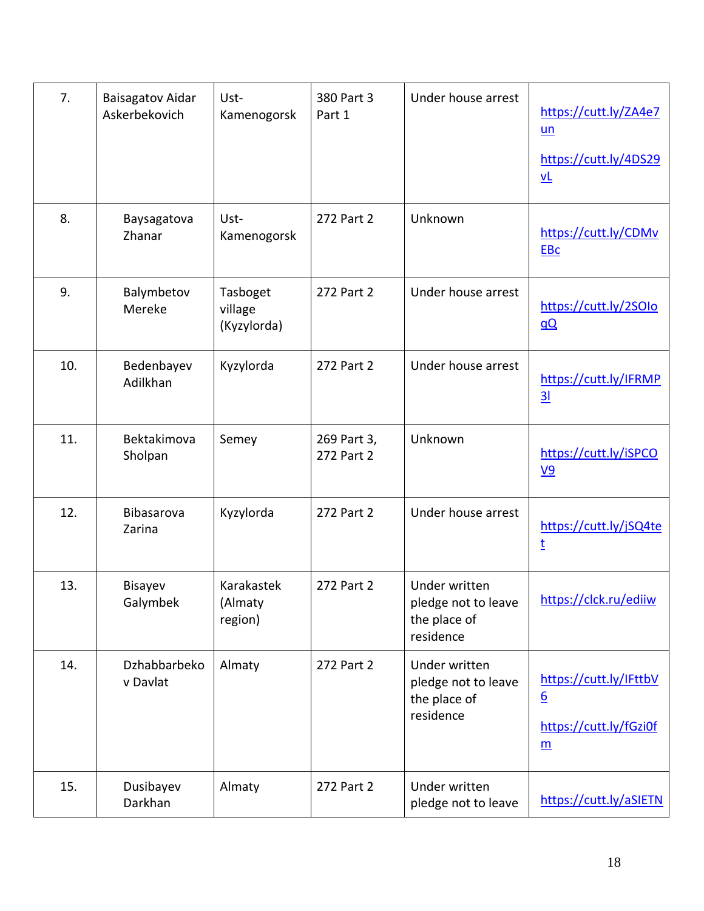| 7. | Baisagatov Aidar Askerbekovich | Ust-Kamenogorsk | 380 Part 3 Part 1 | Under house arrest | https://cutt.ly/ZA4e7un https://cutt.ly/4DS29vL |
|---|---|---|---|---|---|
| 8. | Baysagatova Zhanar | Ust-Kamenogorsk | 272 Part 2 | Unknown | https://cutt.ly/CDMvEBc |
| 9. | Balymbetov Mereke | Tasboget village (Kyzylorda) | 272 Part 2 | Under house arrest | https://cutt.ly/2SOloqQ |
| 10. | Bedenbayev Adilkhan | Kyzylorda | 272 Part 2 | Under house arrest | https://cutt.ly/IFRMP3l |
| 11. | Bektakimova Sholpan | Semey | 269 Part 3, 272 Part 2 | Unknown | https://cutt.ly/iSPCOV9 |
| 12. | Bibasarova Zarina | Kyzylorda | 272 Part 2 | Under house arrest | https://cutt.ly/jSQ4tet |
| 13. | Bisayev Galymbek | Karakastek (Almaty region) | 272 Part 2 | Under written pledge not to leave the place of residence | https://clck.ru/ediiw |
| 14. | Dzhabbarbekov Davlat | Almaty | 272 Part 2 | Under written pledge not to leave the place of residence | https://cutt.ly/IFttbV6 https://cutt.ly/fGzi0fm |
| 15. | Dusibayev Darkhan | Almaty | 272 Part 2 | Under written pledge not to leave | https://cutt.ly/aSIETN |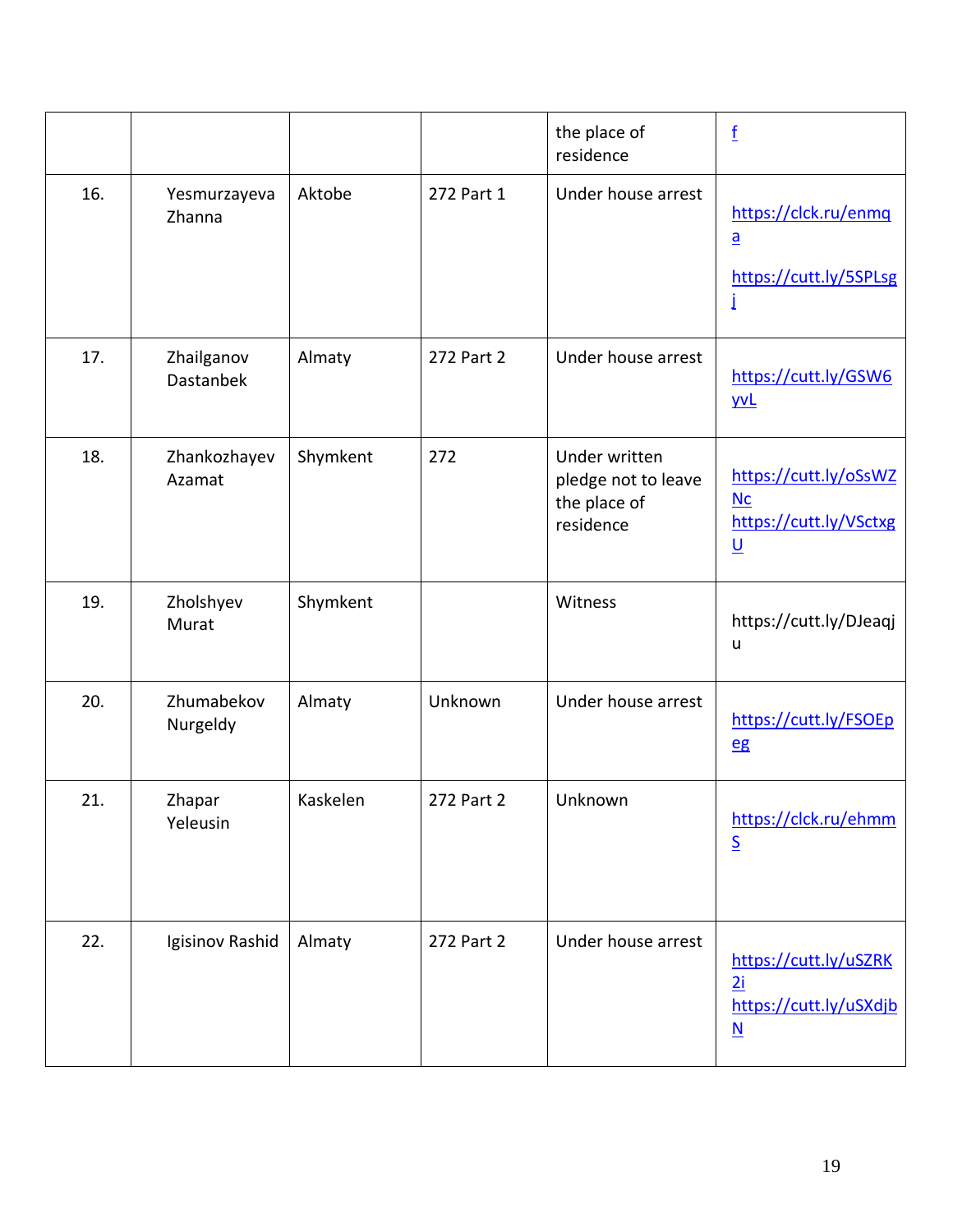| | | | | the place of residence | f |
|---|---|---|---|---|---|
| 16. | Yesmurzayeva Zhanna | Aktobe | 272 Part 1 | Under house arrest | https://clck.ru/enmqa https://cutt.ly/5SPLsgj |
| 17. | Zhailganov Dastanbek | Almaty | 272 Part 2 | Under house arrest | https://cutt.ly/GSW6yvL |
| 18. | Zhankozhayev Azamat | Shymkent | 272 | Under written pledge not to leave the place of residence | https://cutt.ly/oSsWZNc https://cutt.ly/VSctxgU |
| 19. | Zholshyev Murat | Shymkent | | Witness | https://cutt.ly/DJeaqju |
| 20. | Zhumabekov Nurgeldy | Almaty | Unknown | Under house arrest | https://cutt.ly/FSOEpeg |
| 21. | Zhapar Yeleusin | Kaskelen | 272 Part 2 | Unknown | https://clck.ru/ehmmS |
| 22. | Igisinov Rashid | Almaty | 272 Part 2 | Under house arrest | https://cutt.ly/uSZRK2i https://cutt.ly/uSXdjbN |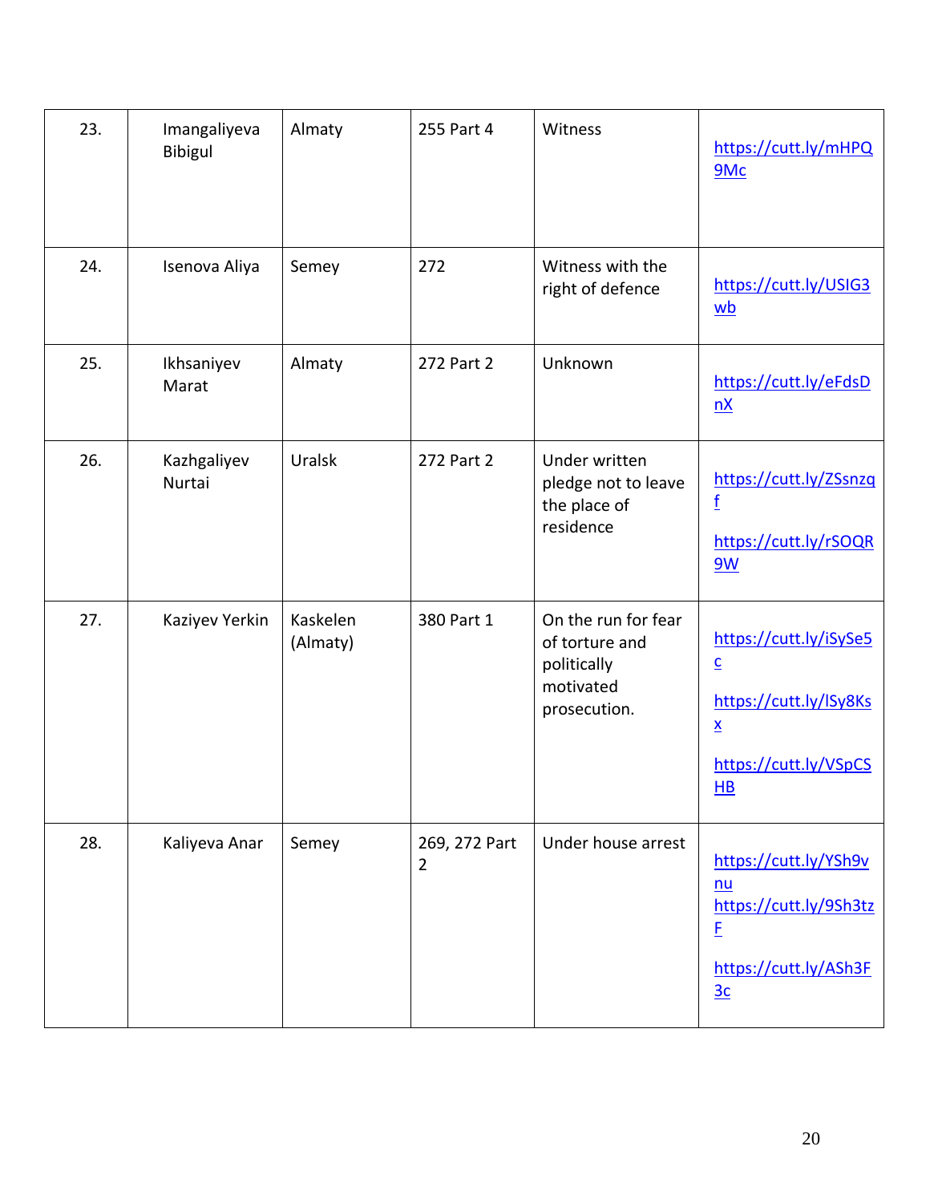| 23. | Imangaliyeva Bibigul | Almaty | 255 Part 4 | Witness | https://cutt.ly/mHPQ9Mc |
|---|---|---|---|---|---|
| 24. | Isenova Aliya | Semey | 272 | Witness with the right of defence | https://cutt.ly/USIG3wb |
| 25. | Ikhsaniyev Marat | Almaty | 272 Part 2 | Unknown | https://cutt.ly/eFdsDnX |
| 26. | Kazhgaliyev Nurtai | Uralsk | 272 Part 2 | Under written pledge not to leave the place of residence | https://cutt.ly/ZSsnzqf<br><br>https://cutt.ly/rSOQR9W |
| 27. | Kaziyev Yerkin | Kaskelen (Almaty) | 380 Part 1 | On the run for fear of torture and politically motivated prosecution. | https://cutt.ly/iSySe5c<br><br>https://cutt.ly/lSy8Ksx<br><br>https://cutt.ly/VSpCSHB |
| 28. | Kaliyeva Anar | Semey | 269, 272 Part 2 | Under house arrest | https://cutt.ly/YSh9vnu<br>https://cutt.ly/9Sh3tzF<br><br>https://cutt.ly/ASh3F3c |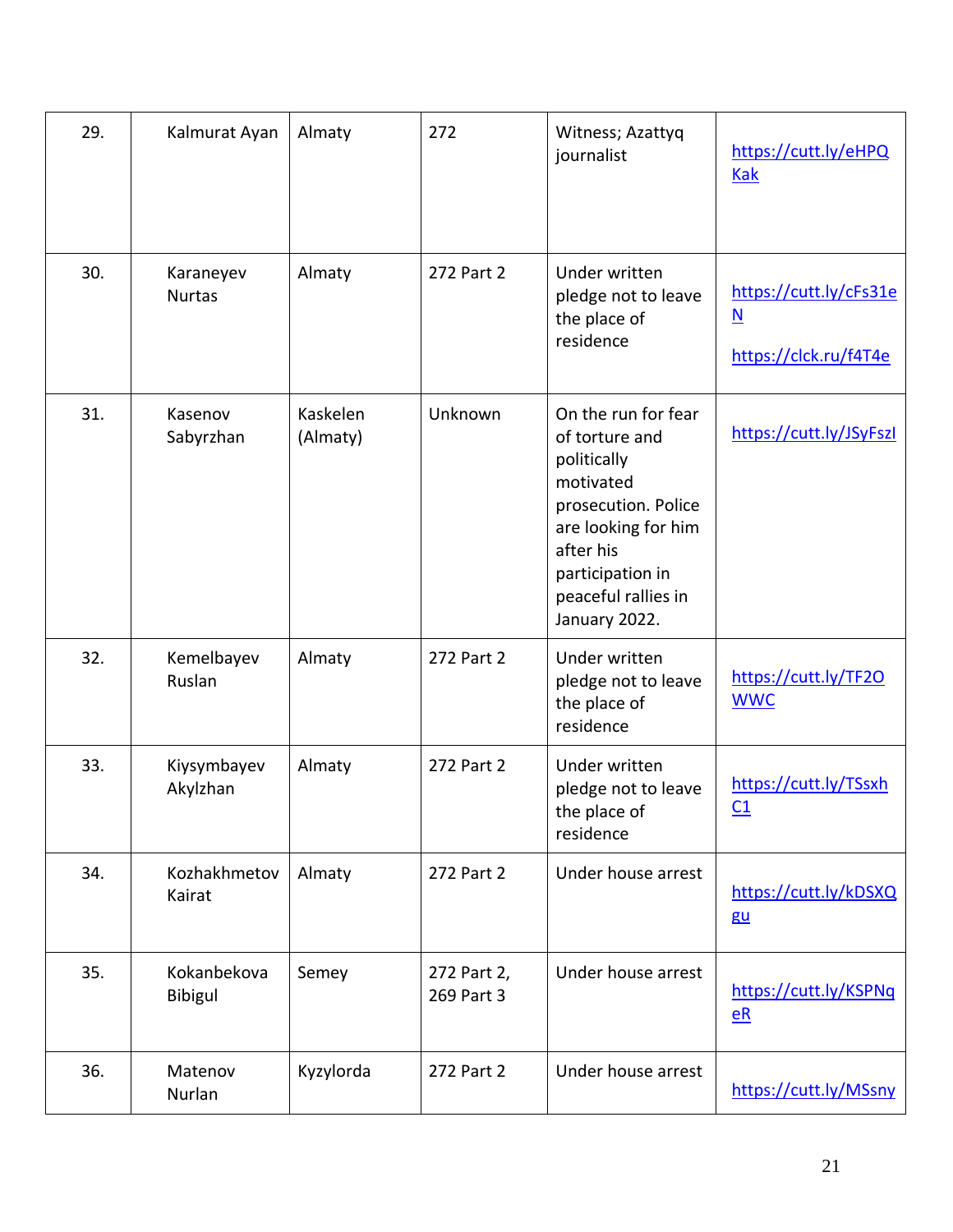| 29. | Kalmurat Ayan | Almaty | 272 | Witness; Azattyq journalist | https://cutt.ly/eHPQKak |
|---|---|---|---|---|---|
| 30. | Karaneyev Nurtas | Almaty | 272 Part 2 | Under written pledge not to leave the place of residence | https://cutt.ly/cFs31eN https://clck.ru/f4T4e |
| 31. | Kasenov Sabyrzhan | Kaskelen (Almaty) | Unknown | On the run for fear of torture and politically motivated prosecution. Police are looking for him after his participation in peaceful rallies in January 2022. | https://cutt.ly/JSyFszI |
| 32. | Kemelbayev Ruslan | Almaty | 272 Part 2 | Under written pledge not to leave the place of residence | https://cutt.ly/TF2OWWC |
| 33. | Kiysymbayev Akylzhan | Almaty | 272 Part 2 | Under written pledge not to leave the place of residence | https://cutt.ly/TSsxhC1 |
| 34. | Kozhakhmetov Kairat | Almaty | 272 Part 2 | Under house arrest | https://cutt.ly/kDSXQgu |
| 35. | Kokanbekova Bibigul | Semey | 272 Part 2, 269 Part 3 | Under house arrest | https://cutt.ly/KSPNqeR |
| 36. | Matenov Nurlan | Kyzylorda | 272 Part 2 | Under house arrest | https://cutt.ly/MSsny |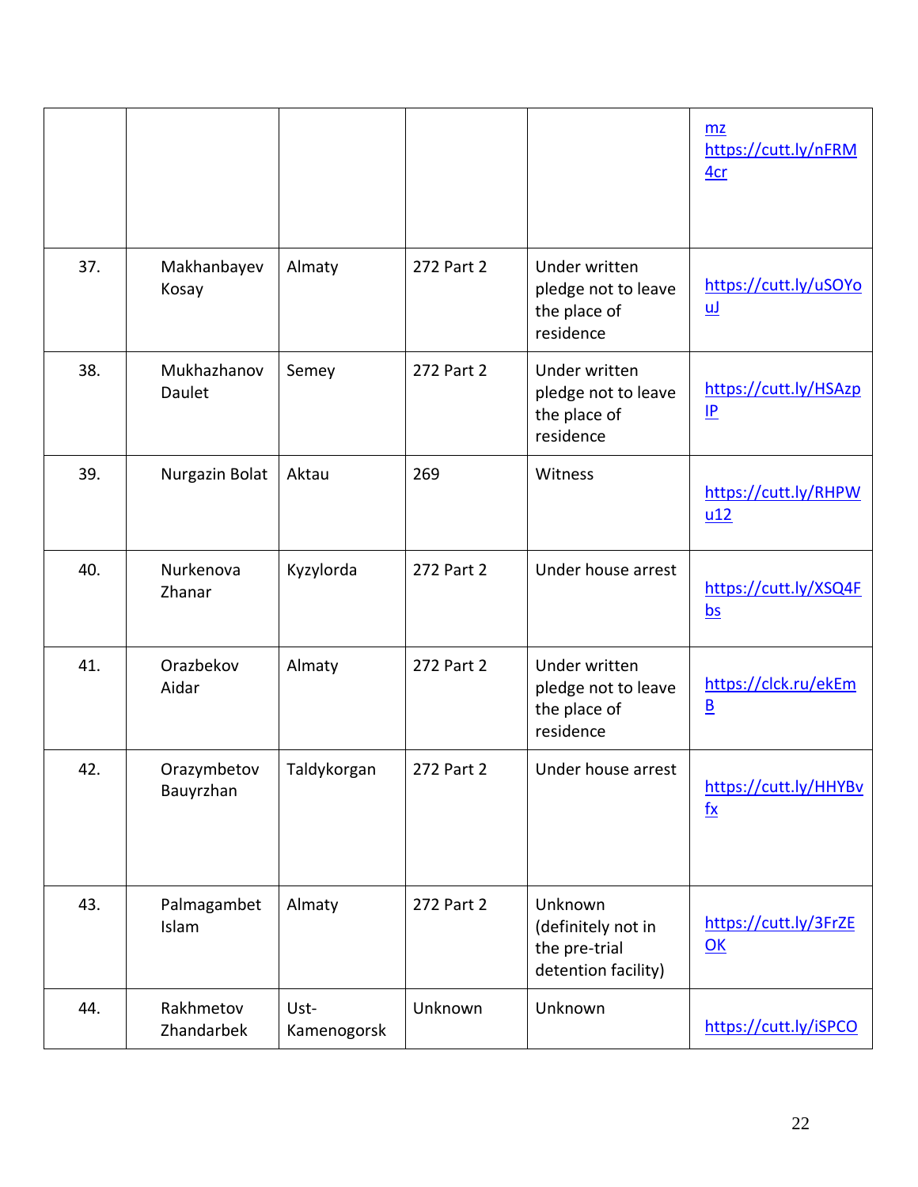| | | | | | mz https://cutt.ly/nFRM4cr |
|---|---|---|---|---|---|
| 37. | Makhanbayev Kosay | Almaty | 272 Part 2 | Under written pledge not to leave the place of residence | https://cutt.ly/uSOYouJ |
| 38. | Mukhazhanov Daulet | Semey | 272 Part 2 | Under written pledge not to leave the place of residence | https://cutt.ly/HSAzpIP |
| 39. | Nurgazin Bolat | Aktau | 269 | Witness | https://cutt.ly/RHPWu12 |
| 40. | Nurkenova Zhanar | Kyzylorda | 272 Part 2 | Under house arrest | https://cutt.ly/XSQ4Fbs |
| 41. | Orazbekov Aidar | Almaty | 272 Part 2 | Under written pledge not to leave the place of residence | https://clck.ru/ekEmB |
| 42. | Orazymbetov Bauyrzhan | Taldykorgan | 272 Part 2 | Under house arrest | https://cutt.ly/HHYBvfx |
| 43. | Palmagambet Islam | Almaty | 272 Part 2 | Unknown (definitely not in the pre-trial detention facility) | https://cutt.ly/3FrZEOK |
| 44. | Rakhmetov Zhandarbek | Ust-Kamenogorsk | Unknown | Unknown | https://cutt.ly/iSPCO |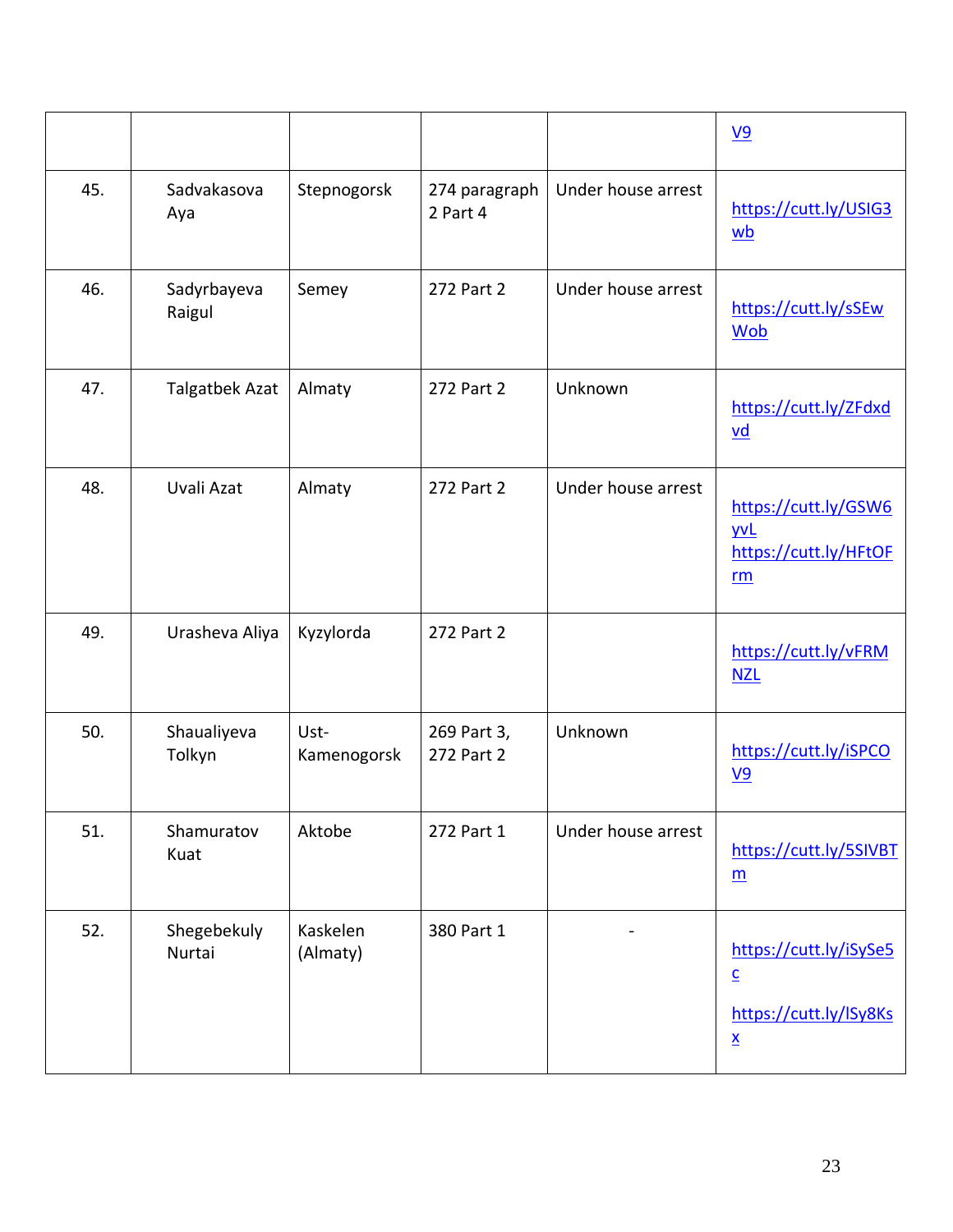| | | | | | V9 |
|---|---|---|---|---|---|
| 45. | Sadvakasova Aya | Stepnogorsk | 274 paragraph 2 Part 4 | Under house arrest | https://cutt.ly/USIG3wb |
| 46. | Sadyrbayeva Raigul | Semey | 272 Part 2 | Under house arrest | https://cutt.ly/sSEwWob |
| 47. | Talgatbek Azat | Almaty | 272 Part 2 | Unknown | https://cutt.ly/ZFdxdvd |
| 48. | Uvali Azat | Almaty | 272 Part 2 | Under house arrest | https://cutt.ly/GSW6yvL https://cutt.ly/HFtOFrm |
| 49. | Urasheva Aliya | Kyzylorda | 272 Part 2 | | https://cutt.ly/vFRMNZL |
| 50. | Shaualiyeva Tolkyn | Ust-Kamenogorsk | 269 Part 3, 272 Part 2 | Unknown | https://cutt.ly/iSPCOV9 |
| 51. | Shamuratov Kuat | Aktobe | 272 Part 1 | Under house arrest | https://cutt.ly/5SIVBTm |
| 52. | Shegebekuly Nurtai | Kaskelen (Almaty) | 380 Part 1 | - | https://cutt.ly/iSySe5c https://cutt.ly/lSy8Ksx |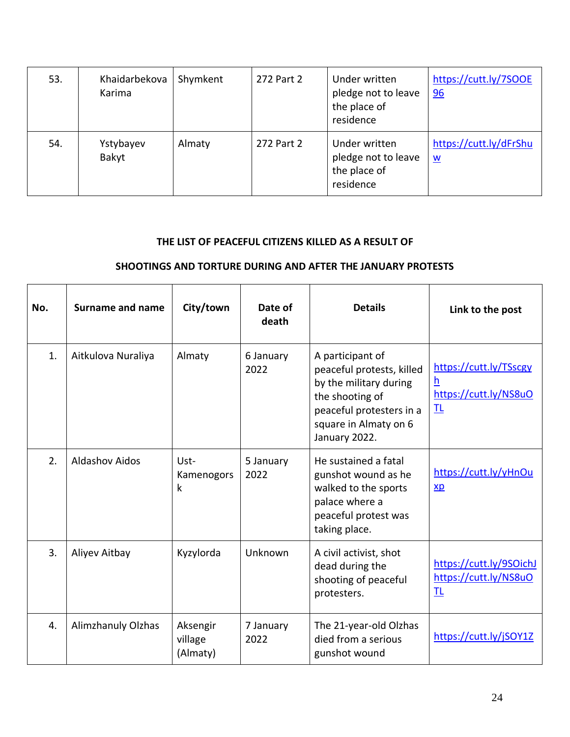| 53. | Khaidarbekova Karima | Shymkent | 272 Part 2 | Under written pledge not to leave the place of residence | https://cutt.ly/7SOOE96 |
|---|---|---|---|---|---|
| 54. | Ystybayev Bakyt | Almaty | 272 Part 2 | Under written pledge not to leave the place of residence | https://cutt.ly/dFrShuw |

**THE LIST OF PEACEFUL CITIZENS KILLED AS A RESULT OF**

**SHOOTINGS AND TORTURE DURING AND AFTER THE JANUARY PROTESTS**

| No. | Surname and name | City/town | Date of death | Details | Link to the post |
|---|---|---|---|---|---|
| 1. | Aitkulova Nuraliya | Almaty | 6 January 2022 | A participant of peaceful protests, killed by the military during the shooting of peaceful protesters in a square in Almaty on 6 January 2022. | https://cutt.ly/TSscgyh https://cutt.ly/NS8uOTL |
| 2. | Aldashov Aidos | Ust-Kamenogorsk | 5 January 2022 | He sustained a fatal gunshot wound as he walked to the sports palace where a peaceful protest was taking place. | https://cutt.ly/yHnOuxp |
| 3. | Aliyev Aitbay | Kyzylorda | Unknown | A civil activist, shot dead during the shooting of peaceful protesters. | https://cutt.ly/9SOichJ https://cutt.ly/NS8uOTL |
| 4. | Alimzhanuly Olzhas | Aksengir village (Almaty) | 7 January 2022 | The 21-year-old Olzhas died from a serious gunshot wound | https://cutt.ly/jSOY1Z |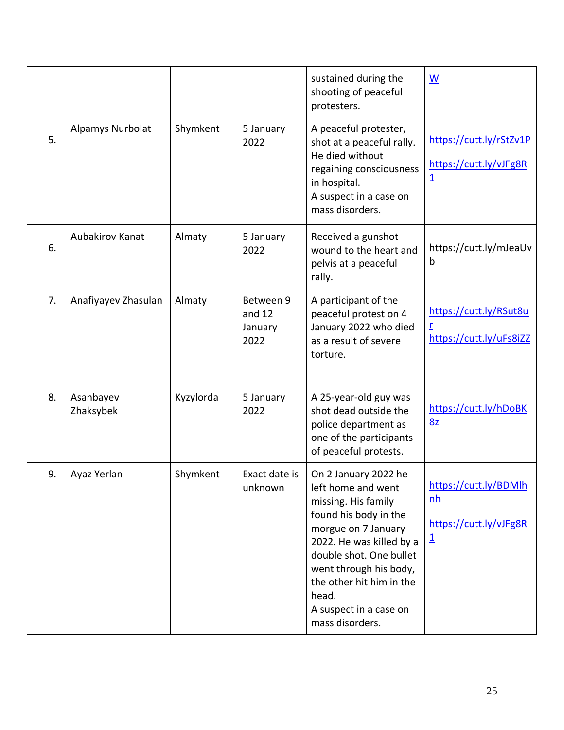|  |  |  |  |  |  |
|---|---|---|---|---|---|
|  |  |  |  | sustained during the shooting of peaceful protesters. | W |
| 5. | Alpamys Nurbolat | Shymkent | 5 January 2022 | A peaceful protester, shot at a peaceful rally. He died without regaining consciousness in hospital.<br>A suspect in a case on mass disorders. | https://cutt.ly/rStZv1P<br><br>https://cutt.ly/vJFg8R1 |
| 6. | Aubakirov Kanat | Almaty | 5 January 2022 | Received a gunshot wound to the heart and pelvis at a peaceful rally. | https://cutt.ly/mJeaUvb |
| 7. | Anafiyayev Zhasulan | Almaty | Between 9 and 12 January 2022 | A participant of the peaceful protest on 4 January 2022 who died as a result of severe torture. | https://cutt.ly/RSut8ur<br>https://cutt.ly/uFs8iZZ |
| 8. | Asanbayev Zhaksybek | Kyzylorda | 5 January 2022 | A 25-year-old guy was shot dead outside the police department as one of the participants of peaceful protests. | https://cutt.ly/hDoBK8z |
| 9. | Ayaz Yerlan | Shymkent | Exact date is unknown | On 2 January 2022 he left home and went missing. His family found his body in the morgue on 7 January 2022. He was killed by a double shot. One bullet went through his body, the other hit him in the head.<br>A suspect in a case on mass disorders. | https://cutt.ly/BDMlhnh<br><br>https://cutt.ly/vJFg8R1 |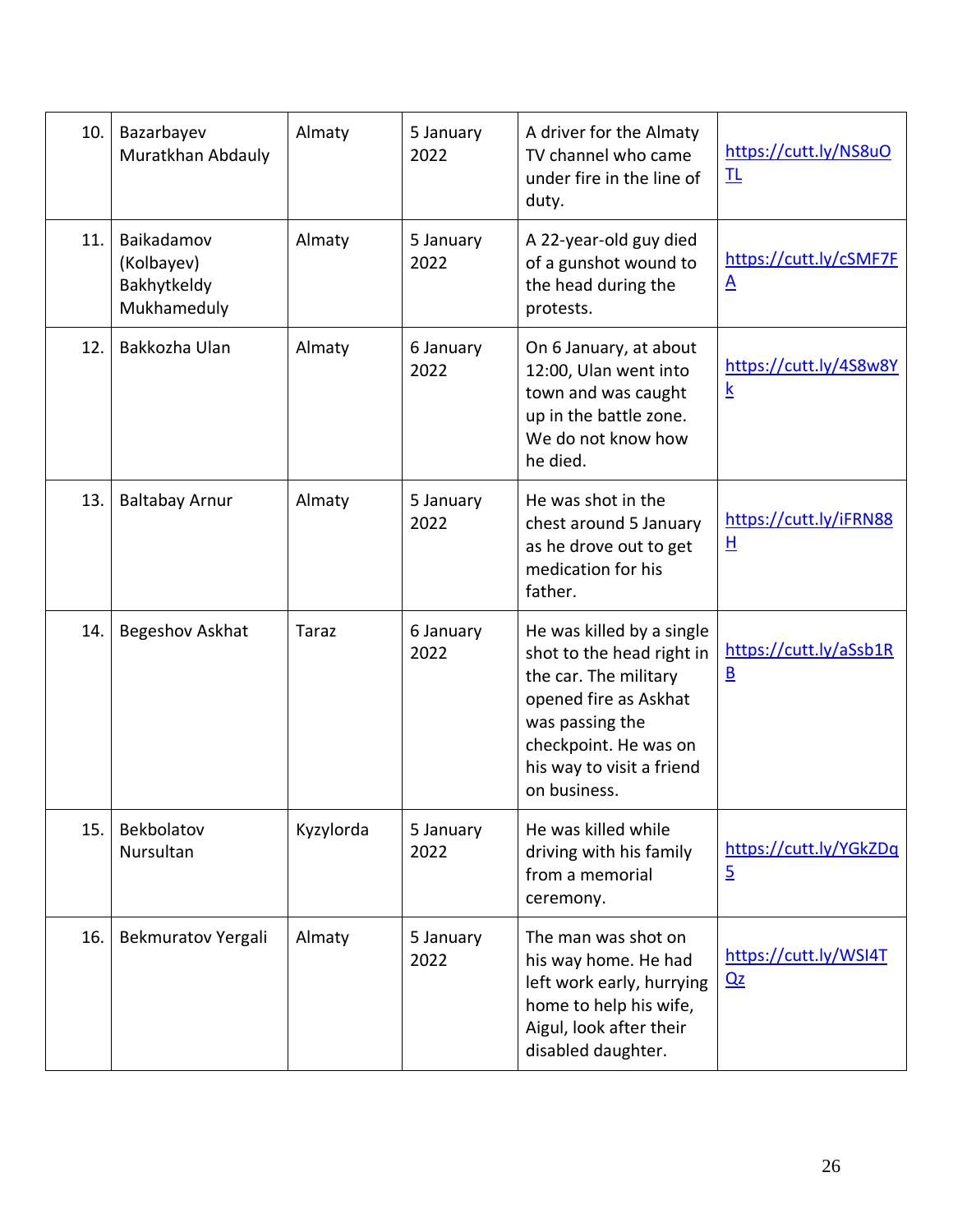| 10. | Bazarbayev Muratkhan Abdauly | Almaty | 5 January 2022 | A driver for the Almaty TV channel who came under fire in the line of duty. | https://cutt.ly/NS8uOTL |
|---|---|---|---|---|---|
| 11. | Baikadamov (Kolbayev) Bakhytkeldy Mukhameduly | Almaty | 5 January 2022 | A 22-year-old guy died of a gunshot wound to the head during the protests. | https://cutt.ly/cSMF7FA |
| 12. | Bakkozha Ulan | Almaty | 6 January 2022 | On 6 January, at about 12:00, Ulan went into town and was caught up in the battle zone. We do not know how he died. | https://cutt.ly/4S8w8Yk |
| 13. | Baltabay Arnur | Almaty | 5 January 2022 | He was shot in the chest around 5 January as he drove out to get medication for his father. | https://cutt.ly/iFRN88H |
| 14. | Begeshov Askhat | Taraz | 6 January 2022 | He was killed by a single shot to the head right in the car. The military opened fire as Askhat was passing the checkpoint. He was on his way to visit a friend on business. | https://cutt.ly/aSsb1RB |
| 15. | Bekbolatov Nursultan | Kyzylorda | 5 January 2022 | He was killed while driving with his family from a memorial ceremony. | https://cutt.ly/YGkZDq5 |
| 16. | Bekmuratov Yergali | Almaty | 5 January 2022 | The man was shot on his way home. He had left work early, hurrying home to help his wife, Aigul, look after their disabled daughter. | https://cutt.ly/WSI4TQz |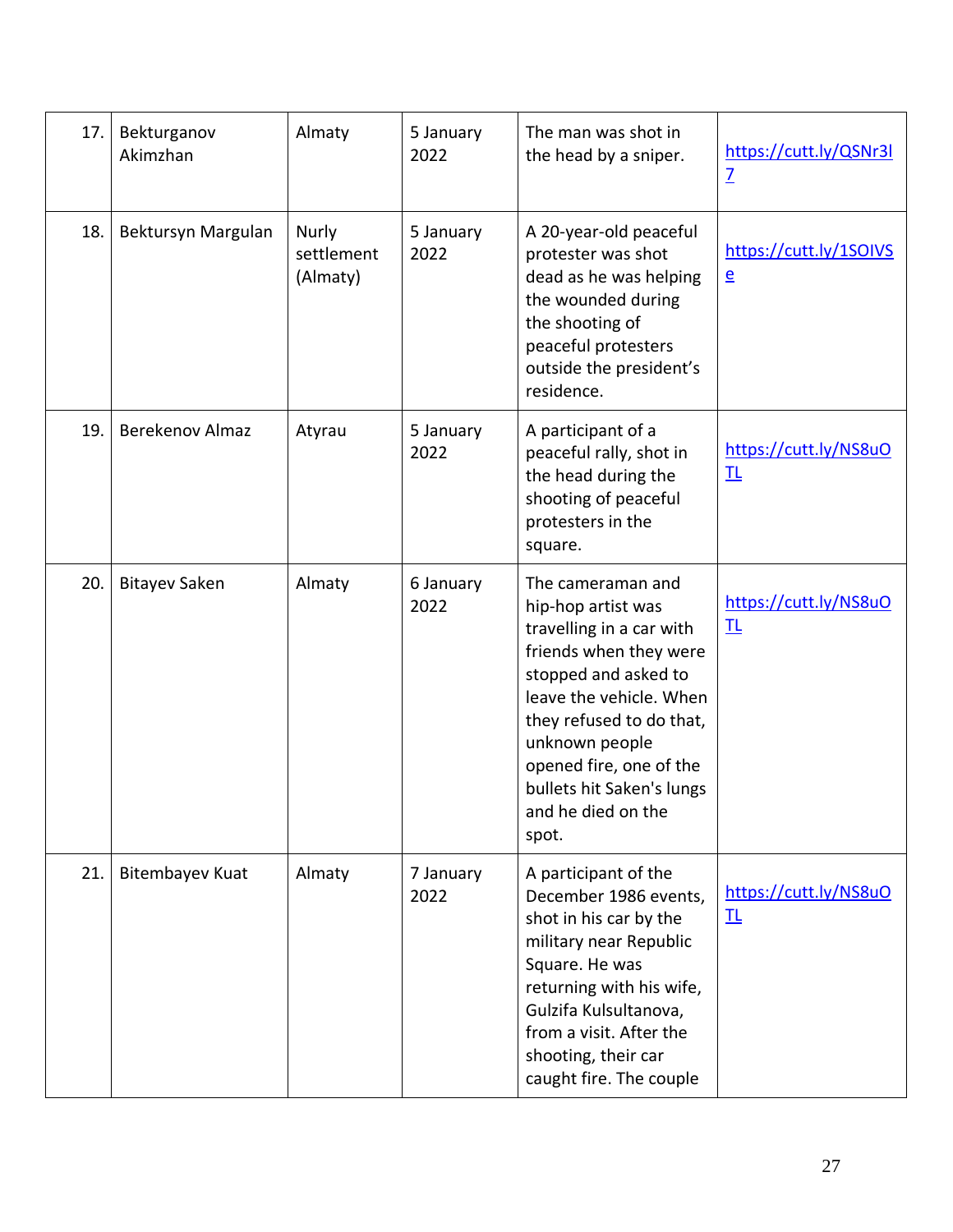| 17. | Bekturganov Akimzhan | Almaty | 5 January 2022 | The man was shot in the head by a sniper. | https://cutt.ly/QSNr3l7 |
|---|---|---|---|---|---|
| 18. | Bektursyn Margulan | Nurly settlement (Almaty) | 5 January 2022 | A 20-year-old peaceful protester was shot dead as he was helping the wounded during the shooting of peaceful protesters outside the president's residence. | https://cutt.ly/1SOIVSe |
| 19. | Berekenov Almaz | Atyrau | 5 January 2022 | A participant of a peaceful rally, shot in the head during the shooting of peaceful protesters in the square. | https://cutt.ly/NS8uOTL |
| 20. | Bitayev Saken | Almaty | 6 January 2022 | The cameraman and hip-hop artist was travelling in a car with friends when they were stopped and asked to leave the vehicle. When they refused to do that, unknown people opened fire, one of the bullets hit Saken's lungs and he died on the spot. | https://cutt.ly/NS8uOTL |
| 21. | Bitembayev Kuat | Almaty | 7 January 2022 | A participant of the December 1986 events, shot in his car by the military near Republic Square. He was returning with his wife, Gulzifa Kulsultanova, from a visit. After the shooting, their car caught fire. The couple | https://cutt.ly/NS8uOTL |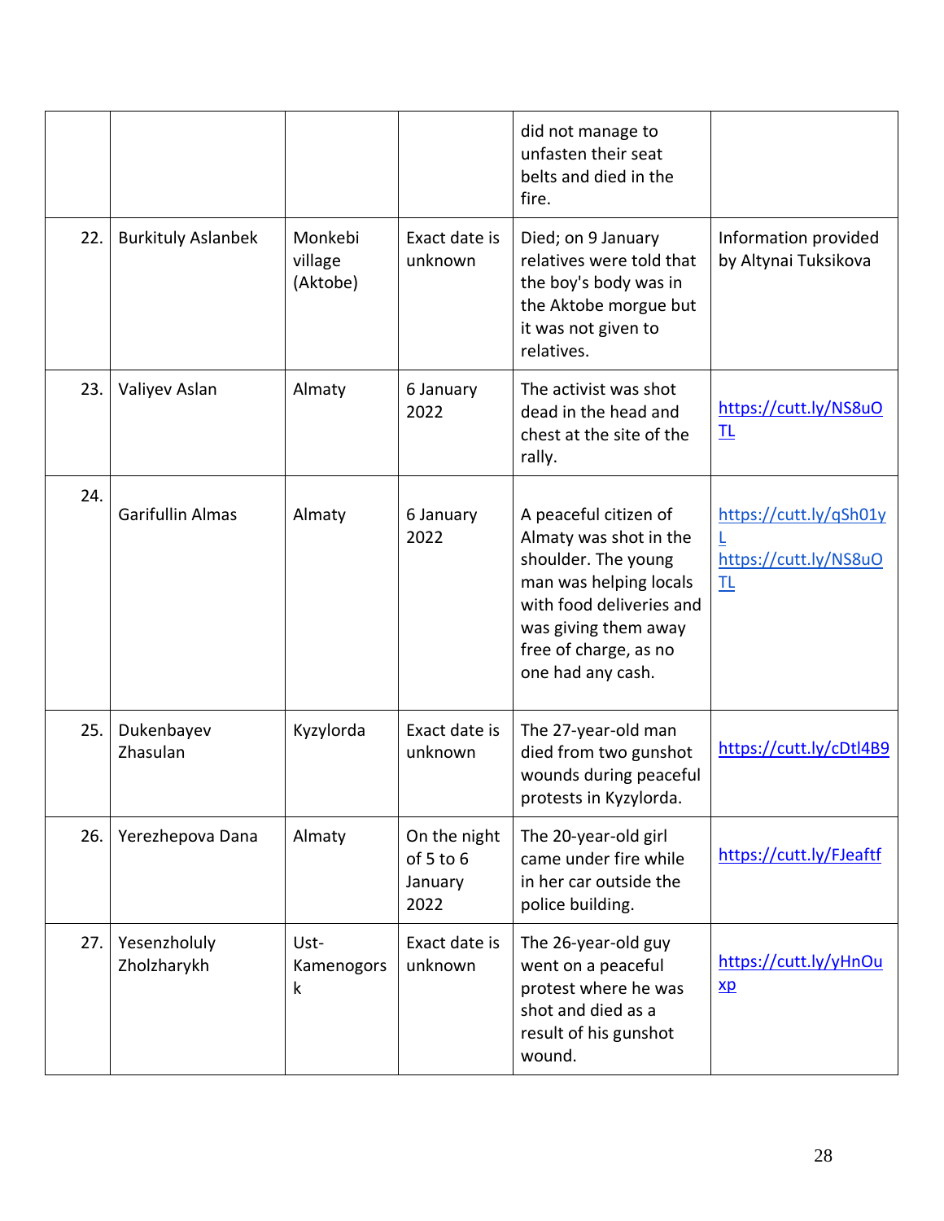| | | | | | |
|---|---|---|---|---|---|
| | | | | did not manage to unfasten their seat belts and died in the fire. | |
| 22. | Burkituly Aslanbek | Monkebi village (Aktobe) | Exact date is unknown | Died; on 9 January relatives were told that the boy's body was in the Aktobe morgue but it was not given to relatives. | Information provided by Altynai Tuksikova |
| 23. | Valiyev Aslan | Almaty | 6 January 2022 | The activist was shot dead in the head and chest at the site of the rally. | https://cutt.ly/NS8uOTL |
| 24. | Garifullin Almas | Almaty | 6 January 2022 | A peaceful citizen of Almaty was shot in the shoulder. The young man was helping locals with food deliveries and was giving them away free of charge, as no one had any cash. | https://cutt.ly/qSh01yL https://cutt.ly/NS8uOTL |
| 25. | Dukenbayev Zhasulan | Kyzylorda | Exact date is unknown | The 27-year-old man died from two gunshot wounds during peaceful protests in Kyzylorda. | https://cutt.ly/cDtl4B9 |
| 26. | Yerezhepova Dana | Almaty | On the night of 5 to 6 January 2022 | The 20-year-old girl came under fire while in her car outside the police building. | https://cutt.ly/FJeaftf |
| 27. | Yesenzholuly Zholzharykh | Ust-Kamenogorsk | Exact date is unknown | The 26-year-old guy went on a peaceful protest where he was shot and died as a result of his gunshot wound. | https://cutt.ly/yHnOuxp |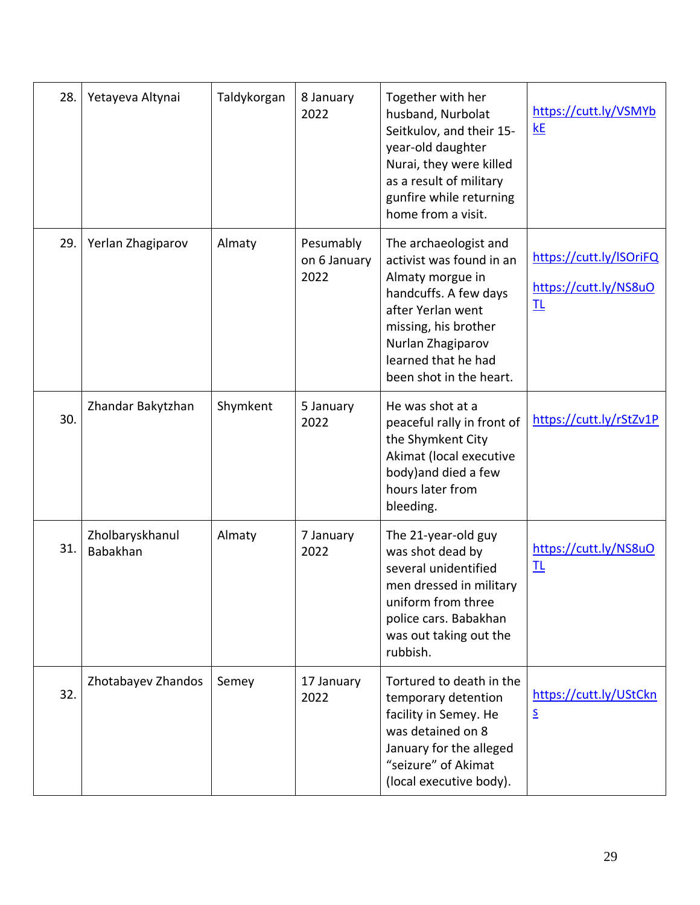| 28. | Yetayeva Altynai | Taldykorgan | 8 January 2022 | Together with her husband, Nurbolat Seitkulov, and their 15-year-old daughter Nurai, they were killed as a result of military gunfire while returning home from a visit. | https://cutt.ly/VSMYbkE |
|---|---|---|---|---|---|
| 29. | Yerlan Zhagiparov | Almaty | Pesumably on 6 January 2022 | The archaeologist and activist was found in an Almaty morgue in handcuffs. A few days after Yerlan went missing, his brother Nurlan Zhagiparov learned that he had been shot in the heart. | https://cutt.ly/lSOriFQ https://cutt.ly/NS8uOTL |
| 30. | Zhandar Bakytzhan | Shymkent | 5 January 2022 | He was shot at a peaceful rally in front of the Shymkent City Akimat (local executive body)and died a few hours later from bleeding. | https://cutt.ly/rStZv1P |
| 31. | Zholbaryskhanul Babakhan | Almaty | 7 January 2022 | The 21-year-old guy was shot dead by several unidentified men dressed in military uniform from three police cars. Babakhan was out taking out the rubbish. | https://cutt.ly/NS8uOTL |
| 32. | Zhotabayev Zhandos | Semey | 17 January 2022 | Tortured to death in the temporary detention facility in Semey. He was detained on 8 January for the alleged "seizure" of Akimat (local executive body). | https://cutt.ly/UStCkns |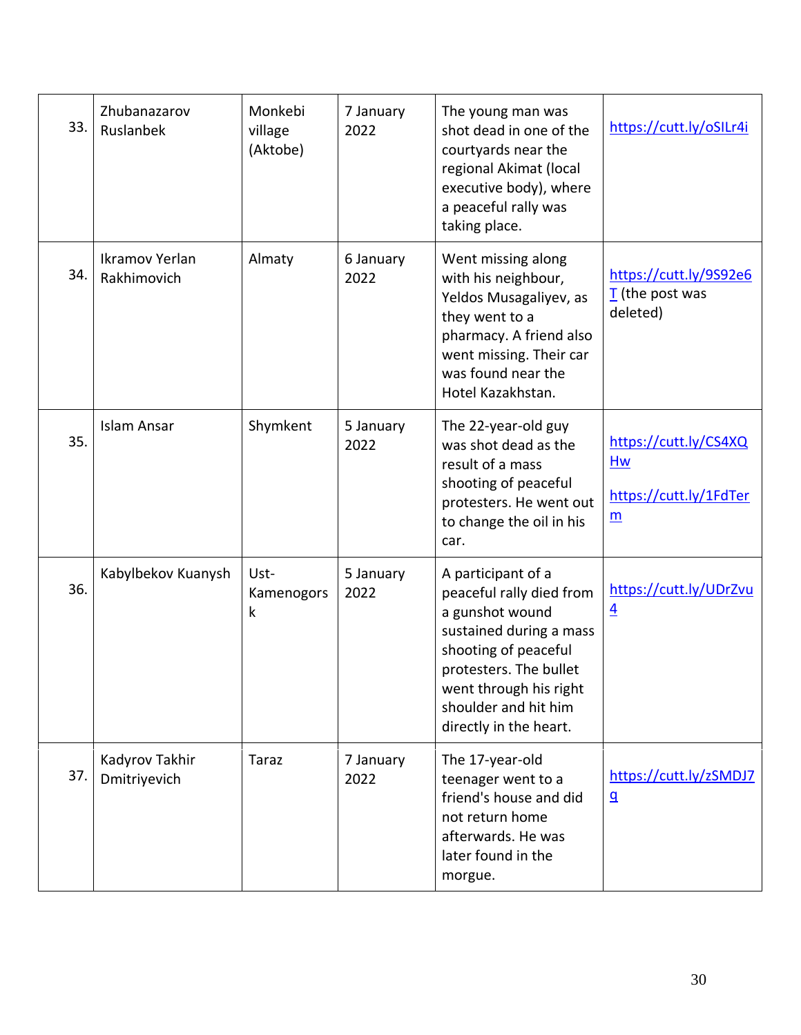| 33. | Zhubanazarov Ruslanbek | Monkebi village (Aktobe) | 7 January 2022 | The young man was shot dead in one of the courtyards near the regional Akimat (local executive body), where a peaceful rally was taking place. | https://cutt.ly/oSILr4i |
|---|---|---|---|---|---|
| 34. | Ikramov Yerlan Rakhimovich | Almaty | 6 January 2022 | Went missing along with his neighbour, Yeldos Musagaliyev, as they went to a pharmacy. A friend also went missing. Their car was found near the Hotel Kazakhstan. | https://cutt.ly/9S92e6T (the post was deleted) |
| 35. | Islam Ansar | Shymkent | 5 January 2022 | The 22-year-old guy was shot dead as the result of a mass shooting of peaceful protesters. He went out to change the oil in his car. | https://cutt.ly/CS4XQHw https://cutt.ly/1FdTerm |
| 36. | Kabylbekov Kuanysh | Ust-Kamenogorsk | 5 January 2022 | A participant of a peaceful rally died from a gunshot wound sustained during a mass shooting of peaceful protesters. The bullet went through his right shoulder and hit him directly in the heart. | https://cutt.ly/UDrZvu4 |
| 37. | Kadyrov Takhir Dmitriyevich | Taraz | 7 January 2022 | The 17-year-old teenager went to a friend's house and did not return home afterwards. He was later found in the morgue. | https://cutt.ly/zSMDJ7g |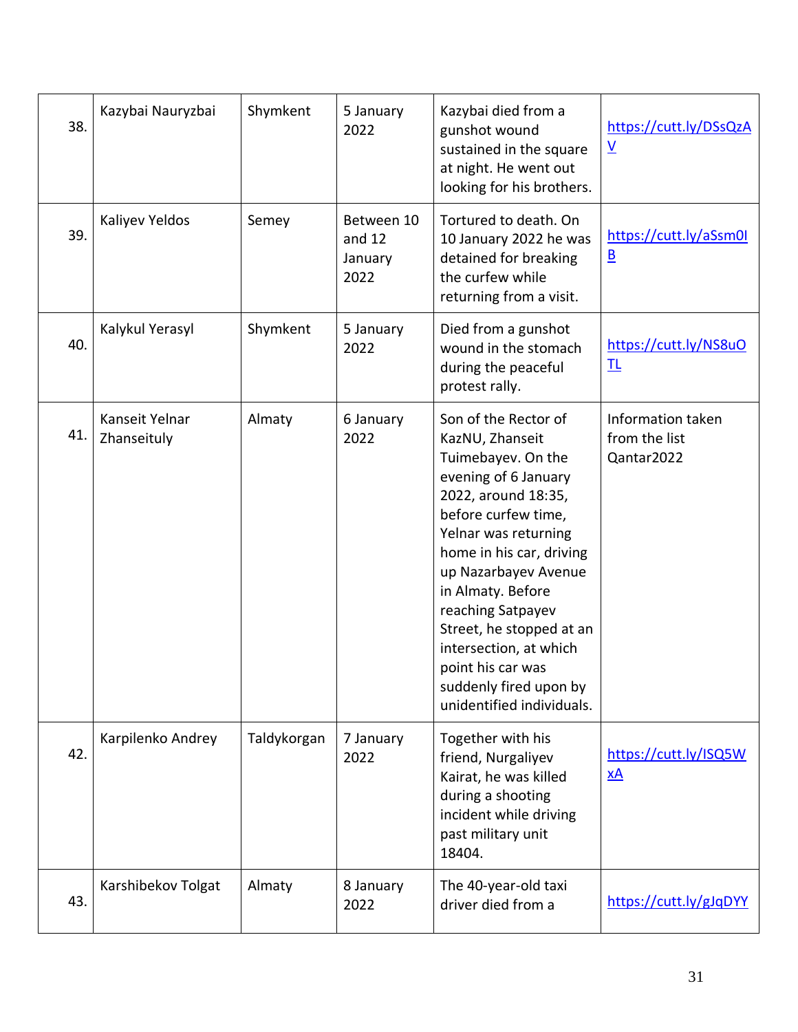| 38. | Kazybai Nauryzbai | Shymkent | 5 January 2022 | Kazybai died from a gunshot wound sustained in the square at night. He went out looking for his brothers. | https://cutt.ly/DSsQzAV |
|---|---|---|---|---|---|
| 39. | Kaliyev Yeldos | Semey | Between 10 and 12 January 2022 | Tortured to death. On 10 January 2022 he was detained for breaking the curfew while returning from a visit. | https://cutt.ly/aSsm0IB |
| 40. | Kalykul Yerasyl | Shymkent | 5 January 2022 | Died from a gunshot wound in the stomach during the peaceful protest rally. | https://cutt.ly/NS8uOTL |
| 41. | Kanseit Yelnar Zhanseituly | Almaty | 6 January 2022 | Son of the Rector of KazNU, Zhanseit Tuimebayev. On the evening of 6 January 2022, around 18:35, before curfew time, Yelnar was returning home in his car, driving up Nazarbayev Avenue in Almaty. Before reaching Satpayev Street, he stopped at an intersection, at which point his car was suddenly fired upon by unidentified individuals. | Information taken from the list Qantar2022 |
| 42. | Karpilenko Andrey | Taldykorgan | 7 January 2022 | Together with his friend, Nurgaliyev Kairat, he was killed during a shooting incident while driving past military unit 18404. | https://cutt.ly/ISQ5WxA |
| 43. | Karshibekov Tolgat | Almaty | 8 January 2022 | The 40-year-old taxi driver died from a | https://cutt.ly/gJqDYY |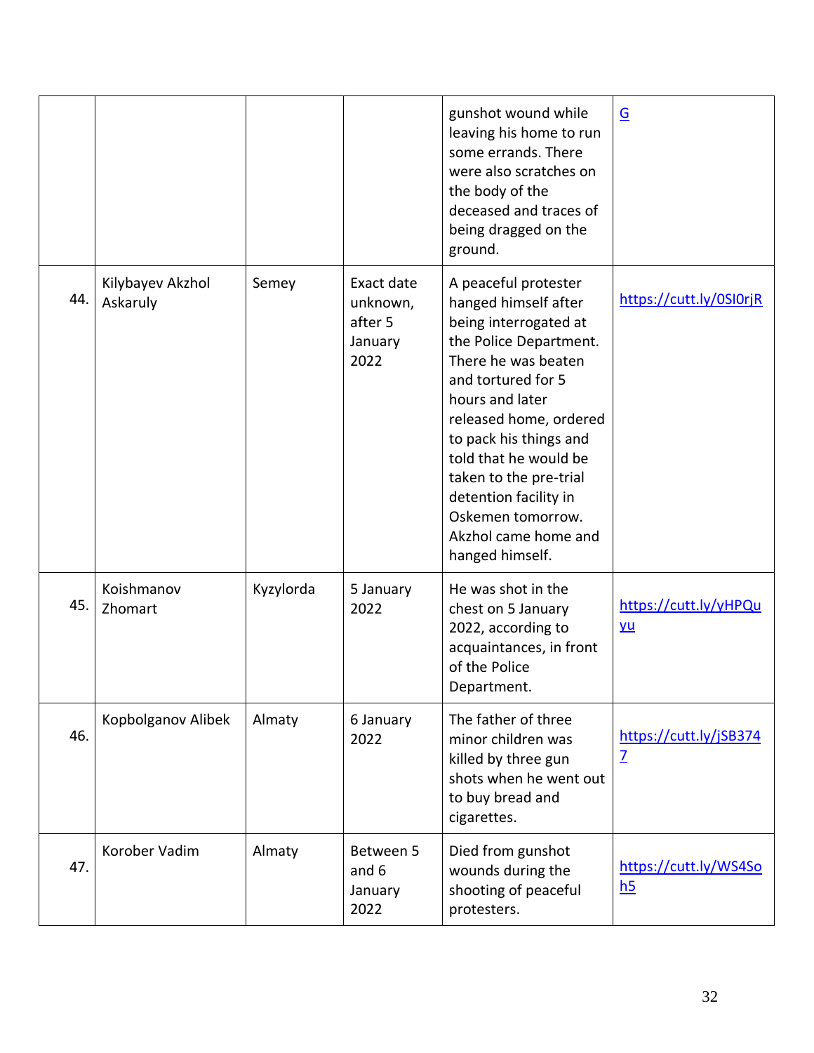| | | | | gunshot wound while leaving his home to run some errands. There were also scratches on the body of the deceased and traces of being dragged on the ground. | G |
|---|---|---|---|---|---|
| 44. | Kilybayev Akzhol Askaruly | Semey | Exact date unknown, after 5 January 2022 | A peaceful protester hanged himself after being interrogated at the Police Department. There he was beaten and tortured for 5 hours and later released home, ordered to pack his things and told that he would be taken to the pre-trial detention facility in Oskemen tomorrow. Akzhol came home and hanged himself. | https://cutt.ly/0SI0rjR |
| 45. | Koishmanov Zhomart | Kyzylorda | 5 January 2022 | He was shot in the chest on 5 January 2022, according to acquaintances, in front of the Police Department. | https://cutt.ly/yHPQuyu |
| 46. | Kopbolganov Alibek | Almaty | 6 January 2022 | The father of three minor children was killed by three gun shots when he went out to buy bread and cigarettes. | https://cutt.ly/jSB3747 |
| 47. | Korober Vadim | Almaty | Between 5 and 6 January 2022 | Died from gunshot wounds during the shooting of peaceful protesters. | https://cutt.ly/WS4Soh5 |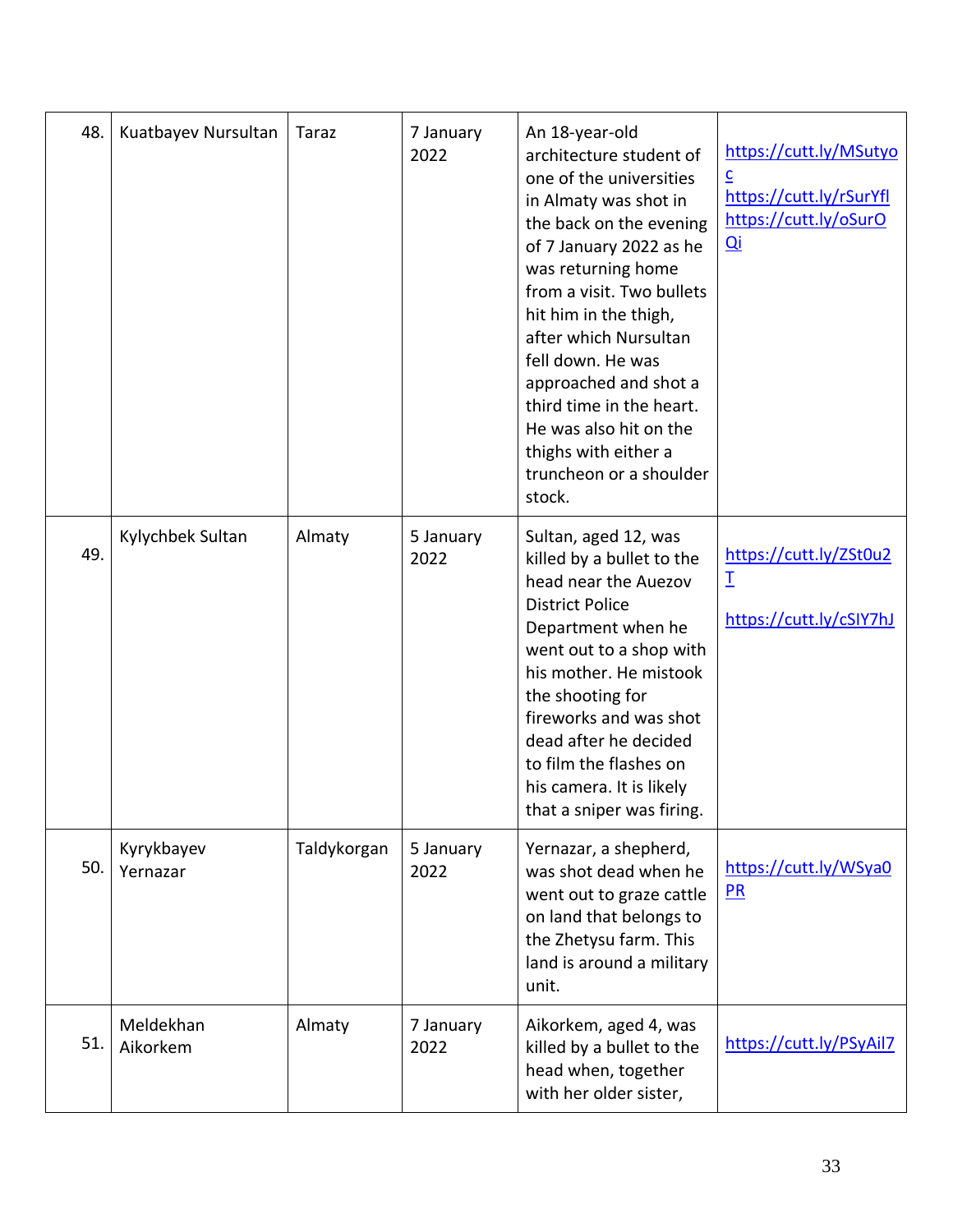| 48. | Kuatbayev Nursultan | Taraz | 7 January 2022 | An 18-year-old architecture student of one of the universities in Almaty was shot in the back on the evening of 7 January 2022 as he was returning home from a visit. Two bullets hit him in the thigh, after which Nursultan fell down. He was approached and shot a third time in the heart. He was also hit on the thighs with either a truncheon or a shoulder stock. | https://cutt.ly/MSutyoc https://cutt.ly/rSurYfl https://cutt.ly/oSurOQi |
|---|---|---|---|---|---|
| 49. | Kylychbek Sultan | Almaty | 5 January 2022 | Sultan, aged 12, was killed by a bullet to the head near the Auezov District Police Department when he went out to a shop with his mother. He mistook the shooting for fireworks and was shot dead after he decided to film the flashes on his camera. It is likely that a sniper was firing. | https://cutt.ly/ZSt0u2T https://cutt.ly/cSIY7hJ |
| 50. | Kyrykbayev Yernazar | Taldykorgan | 5 January 2022 | Yernazar, a shepherd, was shot dead when he went out to graze cattle on land that belongs to the Zhetysu farm. This land is around a military unit. | https://cutt.ly/WSya0PR |
| 51. | Meldekhan Aikorkem | Almaty | 7 January 2022 | Aikorkem, aged 4, was killed by a bullet to the head when, together with her older sister, | https://cutt.ly/PSyAil7 |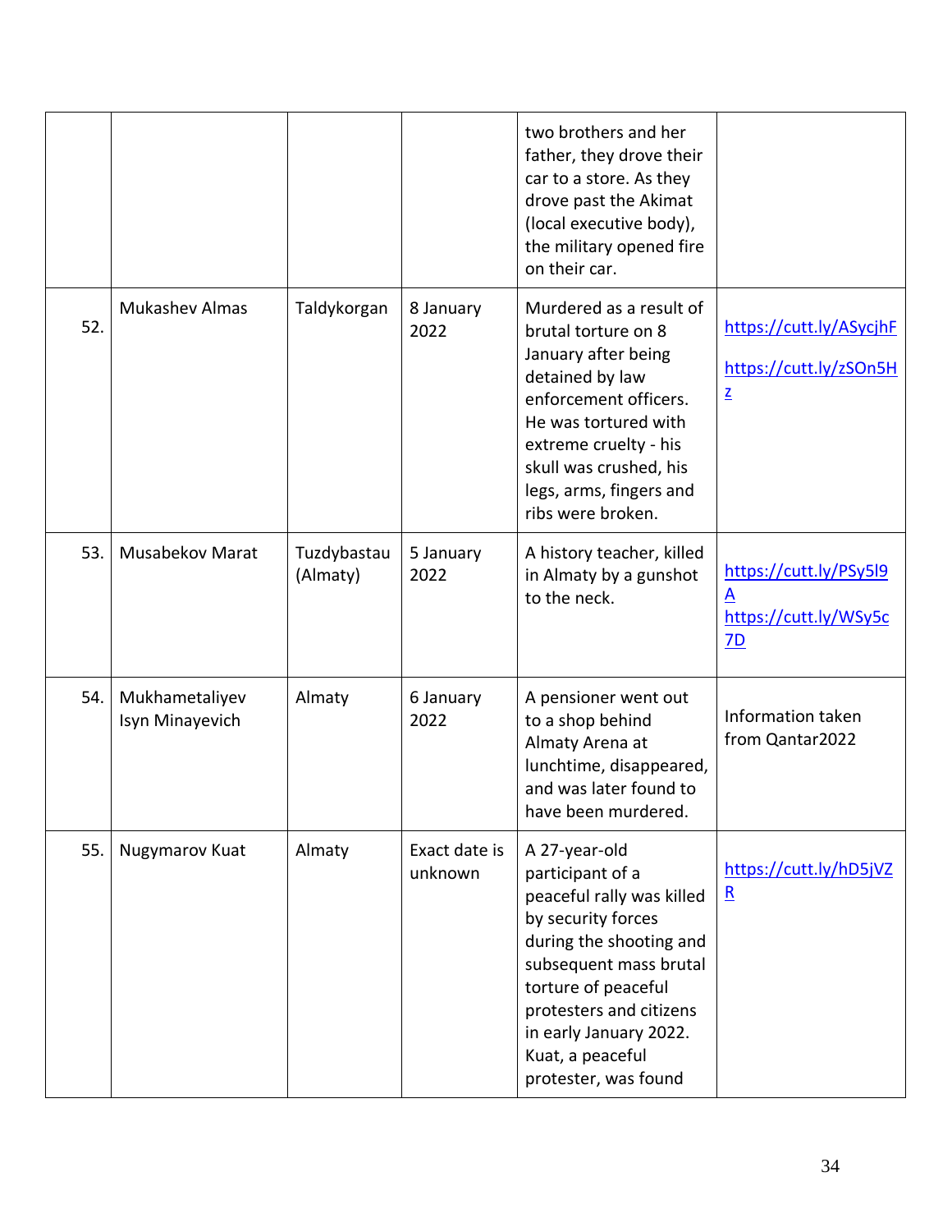| | | | | | |
|---|---|---|---|---|---|
| | | | | two brothers and her father, they drove their car to a store. As they drove past the Akimat (local executive body), the military opened fire on their car. | |
| 52. | Mukashev Almas | Taldykorgan | 8 January 2022 | Murdered as a result of brutal torture on 8 January after being detained by law enforcement officers. He was tortured with extreme cruelty - his skull was crushed, his legs, arms, fingers and ribs were broken. | https://cutt.ly/ASycjhF https://cutt.ly/zSOn5Hz |
| 53. | Musabekov Marat | Tuzdybastau (Almaty) | 5 January 2022 | A history teacher, killed in Almaty by a gunshot to the neck. | https://cutt.ly/PSy5l9A https://cutt.ly/WSy5c7D |
| 54. | Mukhametaliyev Isyn Minayevich | Almaty | 6 January 2022 | A pensioner went out to a shop behind Almaty Arena at lunchtime, disappeared, and was later found to have been murdered. | Information taken from Qantar2022 |
| 55. | Nugymarov Kuat | Almaty | Exact date is unknown | A 27-year-old participant of a peaceful rally was killed by security forces during the shooting and subsequent mass brutal torture of peaceful protesters and citizens in early January 2022. Kuat, a peaceful protester, was found | https://cutt.ly/hD5jVZR |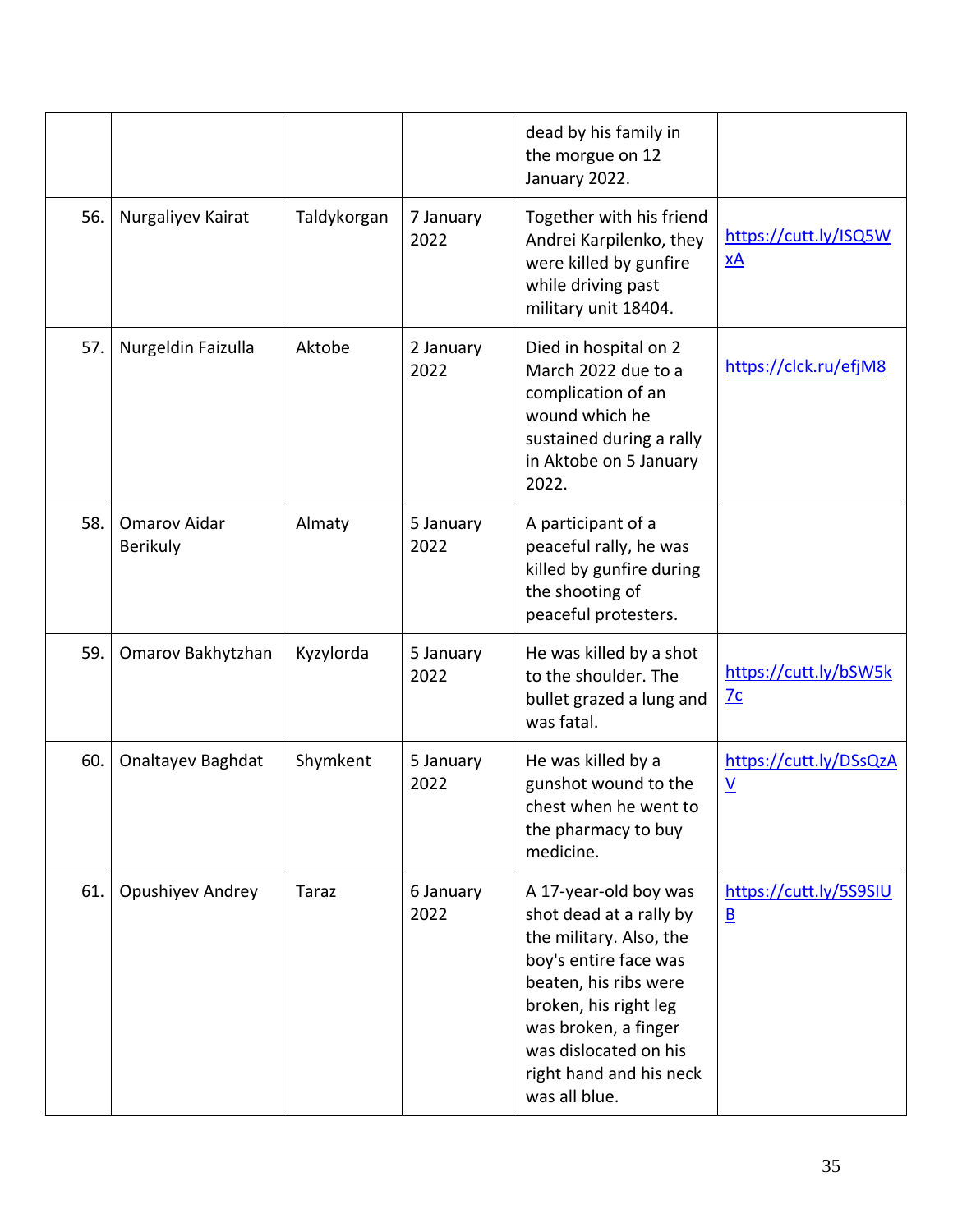| | | | | | |
|---|---|---|---|---|---|
| | | | | dead by his family in the morgue on 12 January 2022. | |
| 56. | Nurgaliyev Kairat | Taldykorgan | 7 January 2022 | Together with his friend Andrei Karpilenko, they were killed by gunfire while driving past military unit 18404. | https://cutt.ly/ISQ5WxA |
| 57. | Nurgeldin Faizulla | Aktobe | 2 January 2022 | Died in hospital on 2 March 2022 due to a complication of an wound which he sustained during a rally in Aktobe on 5 January 2022. | https://clck.ru/efjM8 |
| 58. | Omarov Aidar Berikuly | Almaty | 5 January 2022 | A participant of a peaceful rally, he was killed by gunfire during the shooting of peaceful protesters. | |
| 59. | Omarov Bakhytzhan | Kyzylorda | 5 January 2022 | He was killed by a shot to the shoulder. The bullet grazed a lung and was fatal. | https://cutt.ly/bSW5k7c |
| 60. | Onaltayev Baghdat | Shymkent | 5 January 2022 | He was killed by a gunshot wound to the chest when he went to the pharmacy to buy medicine. | https://cutt.ly/DSsQzAV |
| 61. | Opushiyev Andrey | Taraz | 6 January 2022 | A 17-year-old boy was shot dead at a rally by the military. Also, the boy's entire face was beaten, his ribs were broken, his right leg was broken, a finger was dislocated on his right hand and his neck was all blue. | https://cutt.ly/5S9SIUB |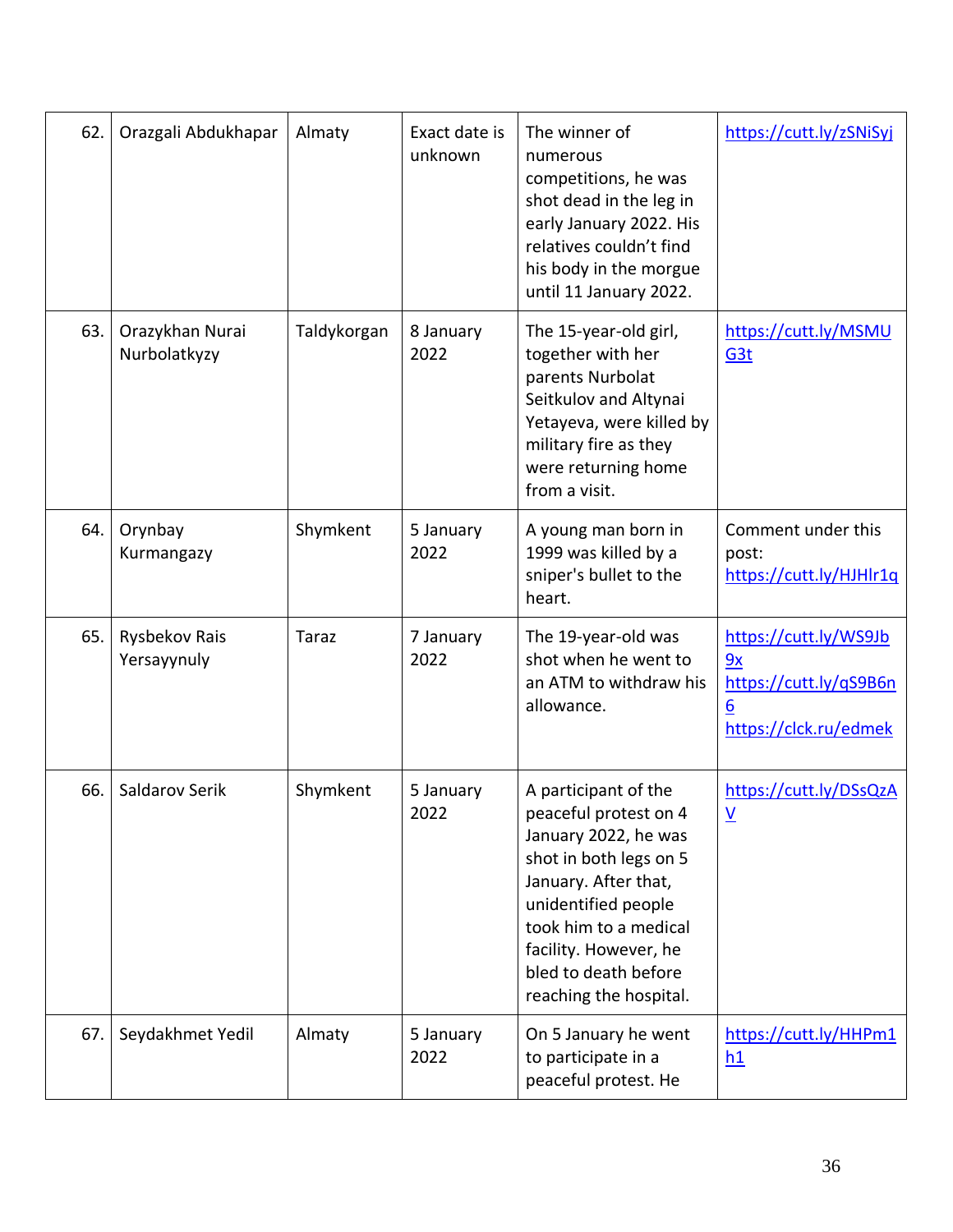| 62. | Orazgali Abdukhapar | Almaty | Exact date is unknown | The winner of numerous competitions, he was shot dead in the leg in early January 2022. His relatives couldn't find his body in the morgue until 11 January 2022. | https://cutt.ly/zSNiSyj |
|---|---|---|---|---|---|
| 63. | Orazykhan Nurai Nurbolatkyzy | Taldykorgan | 8 January 2022 | The 15-year-old girl, together with her parents Nurbolat Seitkulov and Altynai Yetayeva, were killed by military fire as they were returning home from a visit. | https://cutt.ly/MSMUG3t |
| 64. | Orynbay Kurmangazy | Shymkent | 5 January 2022 | A young man born in 1999 was killed by a sniper's bullet to the heart. | Comment under this post: https://cutt.ly/HJHlr1q |
| 65. | Rysbekov Rais Yersayynuly | Taraz | 7 January 2022 | The 19-year-old was shot when he went to an ATM to withdraw his allowance. | https://cutt.ly/WS9Jb9x https://cutt.ly/qS9B6n6 https://clck.ru/edmek |
| 66. | Saldarov Serik | Shymkent | 5 January 2022 | A participant of the peaceful protest on 4 January 2022, he was shot in both legs on 5 January. After that, unidentified people took him to a medical facility. However, he bled to death before reaching the hospital. | https://cutt.ly/DSsQzAV |
| 67. | Seydakhmet Yedil | Almaty | 5 January 2022 | On 5 January he went to participate in a peaceful protest. He | https://cutt.ly/HHPm1h1 |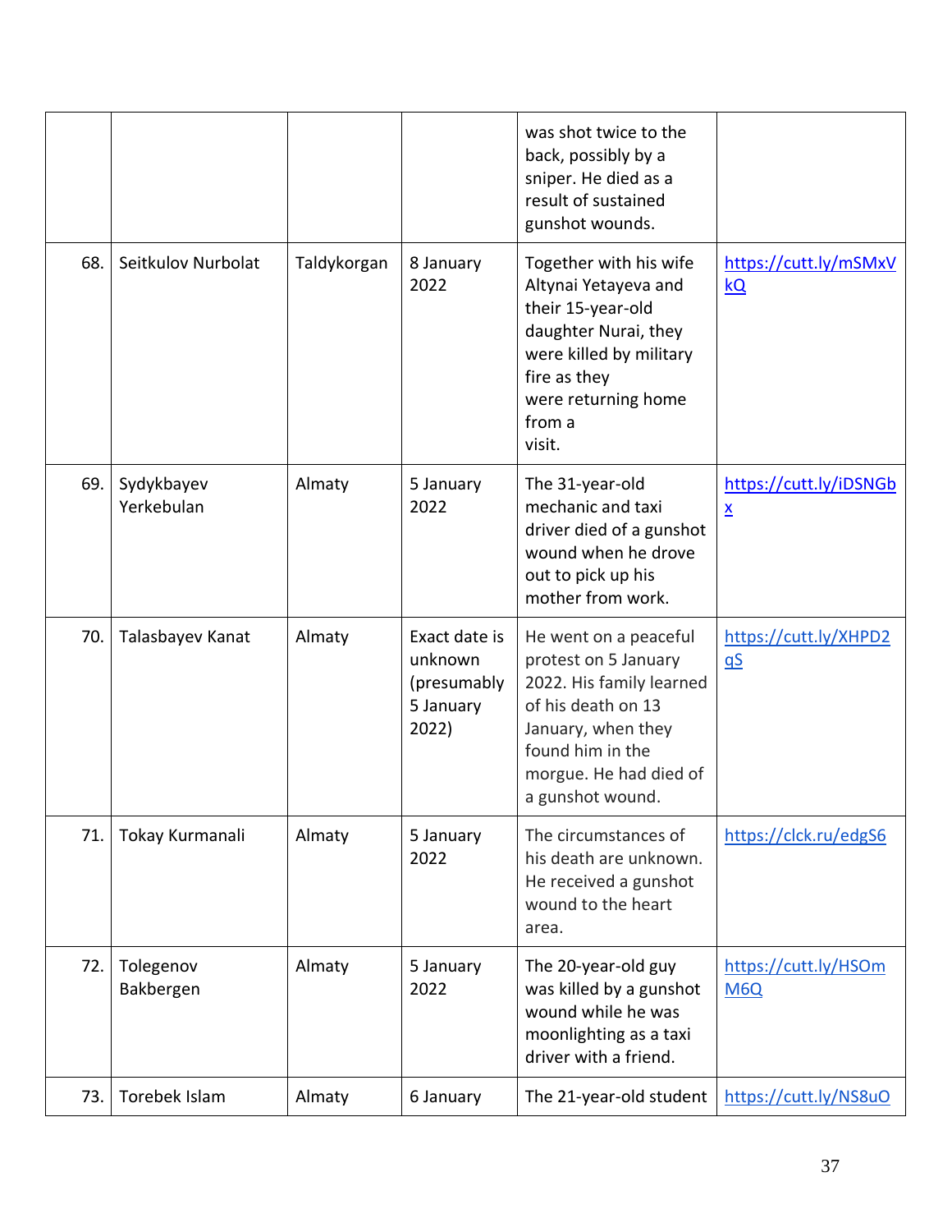| | | | | was shot twice to the back, possibly by a sniper. He died as a result of sustained gunshot wounds. | |
|---|---|---|---|---|---|
| 68. | Seitkulov Nurbolat | Taldykorgan | 8 January 2022 | Together with his wife Altynai Yetayeva and their 15-year-old daughter Nurai, they were killed by military fire as they were returning home from a visit. | https://cutt.ly/mSMxVkQ |
| 69. | Sydykbayev Yerkebulan | Almaty | 5 January 2022 | The 31-year-old mechanic and taxi driver died of a gunshot wound when he drove out to pick up his mother from work. | https://cutt.ly/iDSNGbx |
| 70. | Talasbayev Kanat | Almaty | Exact date is unknown (presumably 5 January 2022) | He went on a peaceful protest on 5 January 2022. His family learned of his death on 13 January, when they found him in the morgue. He had died of a gunshot wound. | https://cutt.ly/XHPD2qS |
| 71. | Tokay Kurmanali | Almaty | 5 January 2022 | The circumstances of his death are unknown. He received a gunshot wound to the heart area. | https://clck.ru/edgS6 |
| 72. | Tolegenov Bakbergen | Almaty | 5 January 2022 | The 20-year-old guy was killed by a gunshot wound while he was moonlighting as a taxi driver with a friend. | https://cutt.ly/HSOmM6Q |
| 73. | Torebek Islam | Almaty | 6 January | The 21-year-old student | https://cutt.ly/NS8uO |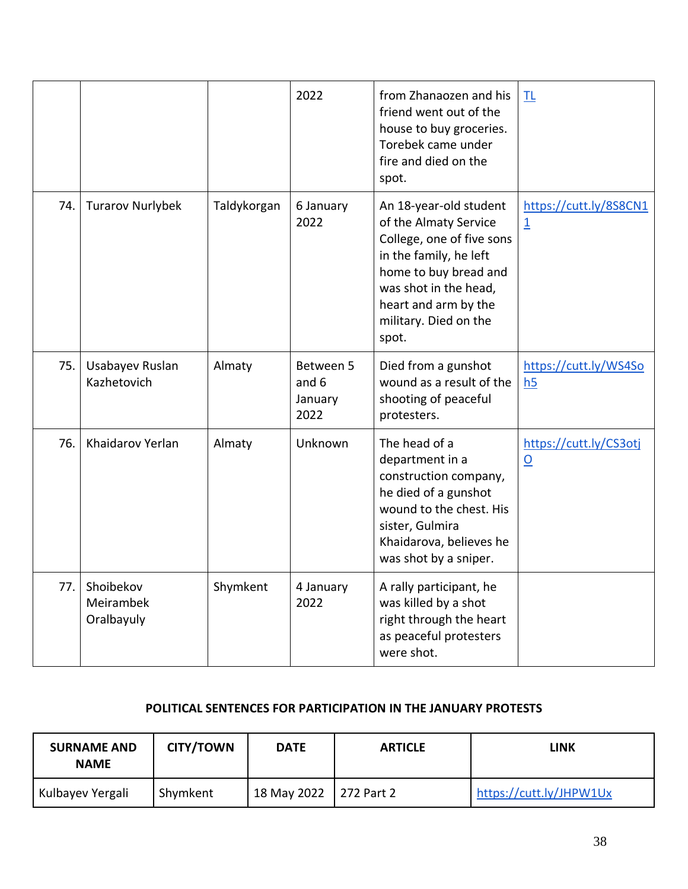| | | | 2022 | from Zhanaozen and his friend went out of the house to buy groceries. Torebek came under fire and died on the spot. | TL |
|---|---|---|---|---|---|
| 74. | Turarov Nurlybek | Taldykorgan | 6 January 2022 | An 18-year-old student of the Almaty Service College, one of five sons in the family, he left home to buy bread and was shot in the head, heart and arm by the military. Died on the spot. | https://cutt.ly/8S8CN11 |
| 75. | Usabayev Ruslan Kazhetovich | Almaty | Between 5 and 6 January 2022 | Died from a gunshot wound as a result of the shooting of peaceful protesters. | https://cutt.ly/WS4Soh5 |
| 76. | Khaidarov Yerlan | Almaty | Unknown | The head of a department in a construction company, he died of a gunshot wound to the chest. His sister, Gulmira Khaidarova, believes he was shot by a sniper. | https://cutt.ly/CS3otjO |
| 77. | Shoibekov Meirambek Oralbayuly | Shymkent | 4 January 2022 | A rally participant, he was killed by a shot right through the heart as peaceful protesters were shot. | |

**POLITICAL SENTENCES FOR PARTICIPATION IN THE JANUARY PROTESTS**

| SURNAME AND NAME | CITY/TOWN | DATE | ARTICLE | LINK |
|---|---|---|---|---|
| Kulbayev Yergali | Shymkent | 18 May 2022 | 272 Part 2 | https://cutt.ly/JHPW1Ux |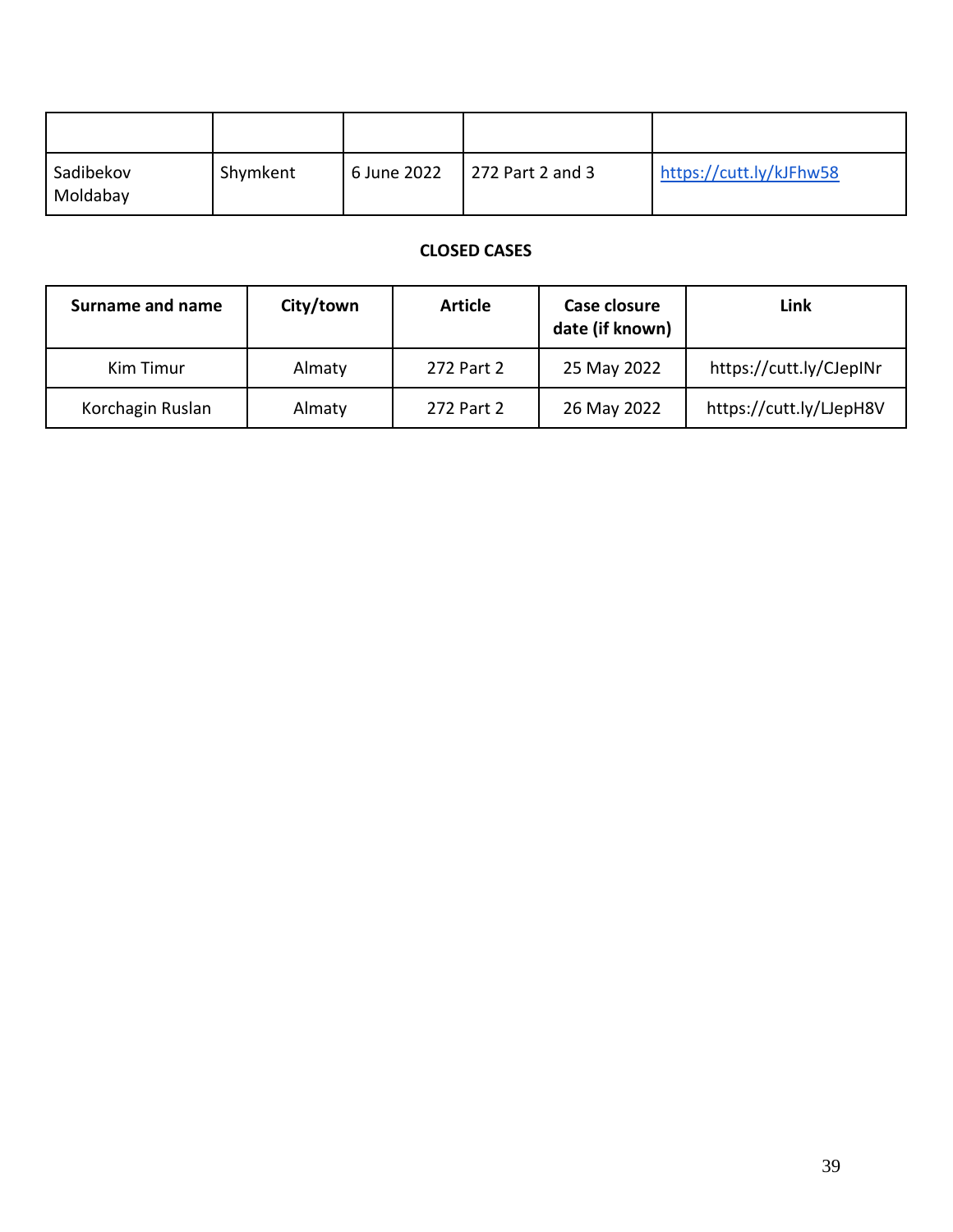| | | | | |
|---|---|---|---|---|
| Sadibekov Moldabay | Shymkent | 6 June 2022 | 272 Part 2 and 3 | https://cutt.ly/kJFhw58 |

**CLOSED CASES**

| Surname and name | City/town | Article | Case closure date (if known) | Link |
|---|---|---|---|---|
| Kim Timur | Almaty | 272 Part 2 | 25 May 2022 | https://cutt.ly/CJepINr |
| Korchagin Ruslan | Almaty | 272 Part 2 | 26 May 2022 | https://cutt.ly/LJepH8V |